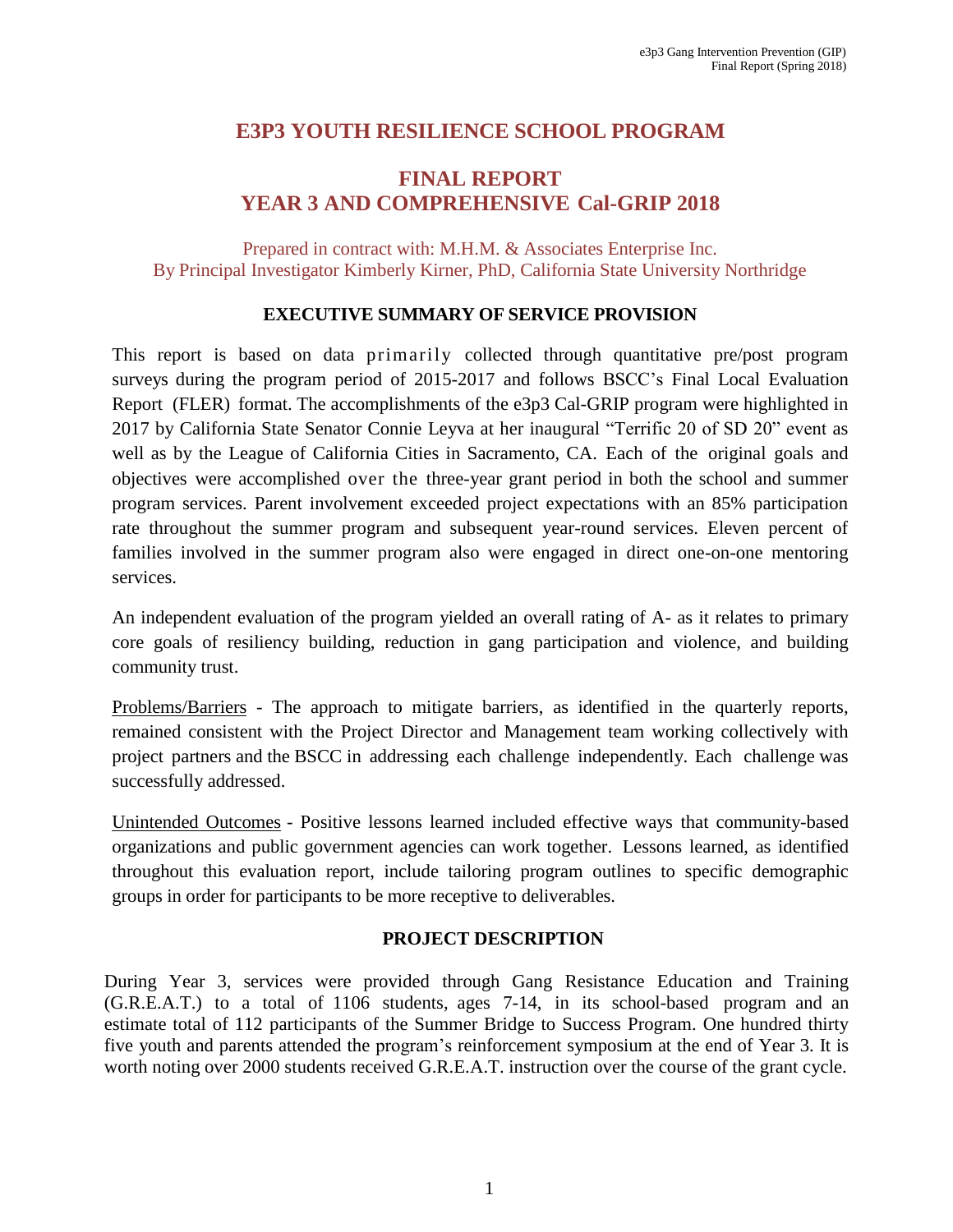# E3P3 YOUTH RESILIENCE SCHOOL PROGRAM

## FINAL REPORT
## YEAR 3 AND COMPREHENSIVE Cal-GRIP 2018

Prepared in contract with: M.H.M. & Associates Enterprise Inc.
By Principal Investigator Kimberly Kirner, PhD, California State University Northridge

### EXECUTIVE SUMMARY OF SERVICE PROVISION

This report is based on data primarily collected through quantitative pre/post program surveys during the program period of 2015-2017 and follows BSCC's Final Local Evaluation Report (FLER) format. The accomplishments of the e3p3 Cal-GRIP program were highlighted in 2017 by California State Senator Connie Leyva at her inaugural "Terrific 20 of SD 20" event as well as by the League of California Cities in Sacramento, CA. Each of the original goals and objectives were accomplished over the three-year grant period in both the school and summer program services. Parent involvement exceeded project expectations with an 85% participation rate throughout the summer program and subsequent year-round services. Eleven percent of families involved in the summer program also were engaged in direct one-on-one mentoring services.

An independent evaluation of the program yielded an overall rating of A- as it relates to primary core goals of resiliency building, reduction in gang participation and violence, and building community trust.

Problems/Barriers - The approach to mitigate barriers, as identified in the quarterly reports, remained consistent with the Project Director and Management team working collectively with project partners and the BSCC in addressing each challenge independently. Each challenge was successfully addressed.

Unintended Outcomes - Positive lessons learned included effective ways that community-based organizations and public government agencies can work together. Lessons learned, as identified throughout this evaluation report, include tailoring program outlines to specific demographic groups in order for participants to be more receptive to deliverables.

### PROJECT DESCRIPTION

During Year 3, services were provided through Gang Resistance Education and Training (G.R.E.A.T.) to a total of 1106 students, ages 7-14, in its school-based program and an estimate total of 112 participants of the Summer Bridge to Success Program. One hundred thirty five youth and parents attended the program's reinforcement symposium at the end of Year 3. It is worth noting over 2000 students received G.R.E.A.T. instruction over the course of the grant cycle.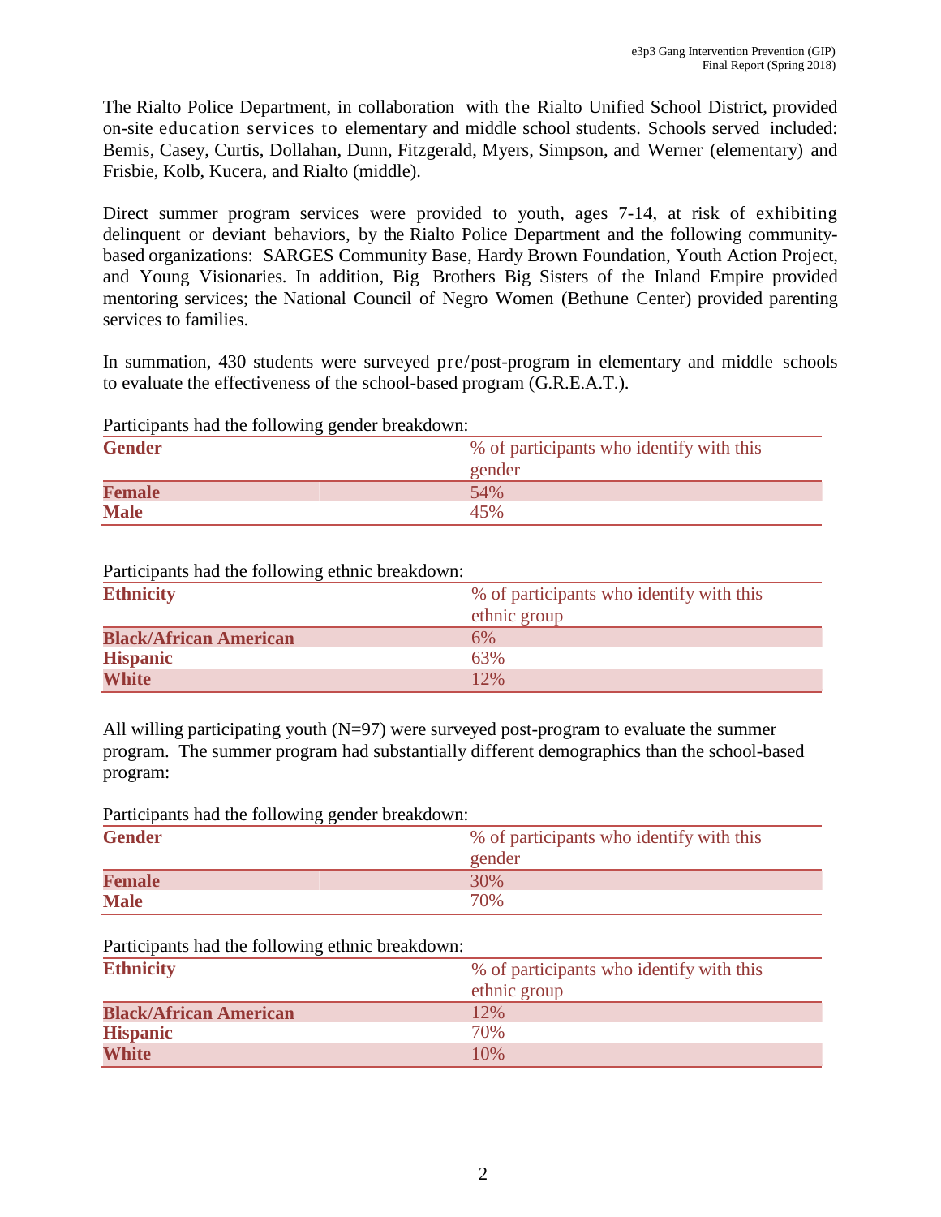The Rialto Police Department, in collaboration with the Rialto Unified School District, provided on-site education services to elementary and middle school students. Schools served included: Bemis, Casey, Curtis, Dollahan, Dunn, Fitzgerald, Myers, Simpson, and Werner (elementary) and Frisbie, Kolb, Kucera, and Rialto (middle).

Direct summer program services were provided to youth, ages 7-14, at risk of exhibiting delinquent or deviant behaviors, by the Rialto Police Department and the following community-based organizations: SARGES Community Base, Hardy Brown Foundation, Youth Action Project, and Young Visionaries. In addition, Big Brothers Big Sisters of the Inland Empire provided mentoring services; the National Council of Negro Women (Bethune Center) provided parenting services to families.

In summation, 430 students were surveyed pre/post-program in elementary and middle schools to evaluate the effectiveness of the school-based program (G.R.E.A.T.).

Participants had the following gender breakdown:

| Gender | % of participants who identify with this gender |
|---|---|
| **Female** | 54% |
| **Male** | 45% |

Participants had the following ethnic breakdown:

| Ethnicity | % of participants who identify with this ethnic group |
|---|---|
| **Black/African American** | 6% |
| **Hispanic** | 63% |
| **White** | 12% |

All willing participating youth (N=97) were surveyed post-program to evaluate the summer program. The summer program had substantially different demographics than the school-based program:

Participants had the following gender breakdown:

| Gender | % of participants who identify with this gender |
|---|---|
| **Female** | 30% |
| **Male** | 70% |

Participants had the following ethnic breakdown:

| Ethnicity | % of participants who identify with this ethnic group |
|---|---|
| **Black/African American** | 12% |
| **Hispanic** | 70% |
| **White** | 10% |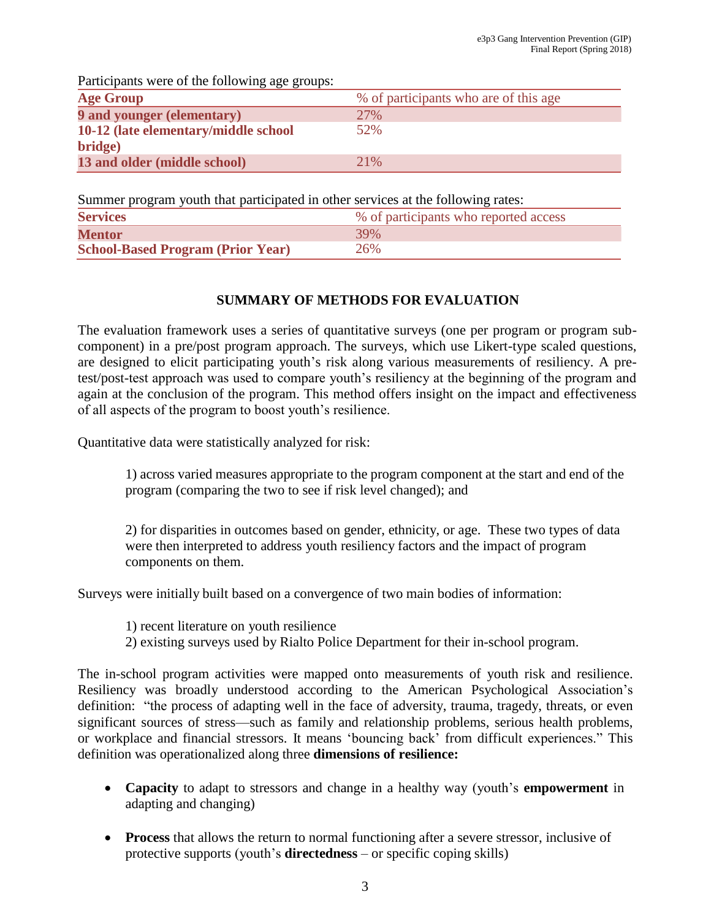Participants were of the following age groups:

| Age Group | % of participants who are of this age |
|---|---|
| 9 and younger (elementary) | 27% |
| 10-12 (late elementary/middle school bridge) | 52% |
| 13 and older (middle school) | 21% |

Summer program youth that participated in other services at the following rates:

| Services | % of participants who reported access |
|---|---|
| Mentor | 39% |
| School-Based Program (Prior Year) | 26% |

## SUMMARY OF METHODS FOR EVALUATION

The evaluation framework uses a series of quantitative surveys (one per program or program sub-component) in a pre/post program approach. The surveys, which use Likert-type scaled questions, are designed to elicit participating youth's risk along various measurements of resiliency. A pre-test/post-test approach was used to compare youth's resiliency at the beginning of the program and again at the conclusion of the program. This method offers insight on the impact and effectiveness of all aspects of the program to boost youth's resilience.

Quantitative data were statistically analyzed for risk:

> 1) across varied measures appropriate to the program component at the start and end of the program (comparing the two to see if risk level changed); and
>
> 2) for disparities in outcomes based on gender, ethnicity, or age. These two types of data were then interpreted to address youth resiliency factors and the impact of program components on them.

Surveys were initially built based on a convergence of two main bodies of information:

> 1) recent literature on youth resilience
> 2) existing surveys used by Rialto Police Department for their in-school program.

The in-school program activities were mapped onto measurements of youth risk and resilience. Resiliency was broadly understood according to the American Psychological Association's definition: "the process of adapting well in the face of adversity, trauma, tragedy, threats, or even significant sources of stress—such as family and relationship problems, serious health problems, or workplace and financial stressors. It means 'bouncing back' from difficult experiences." This definition was operationalized along three **dimensions of resilience:**

- **Capacity** to adapt to stressors and change in a healthy way (youth's **empowerment** in adapting and changing)
- **Process** that allows the return to normal functioning after a severe stressor, inclusive of protective supports (youth's **directedness** – or specific coping skills)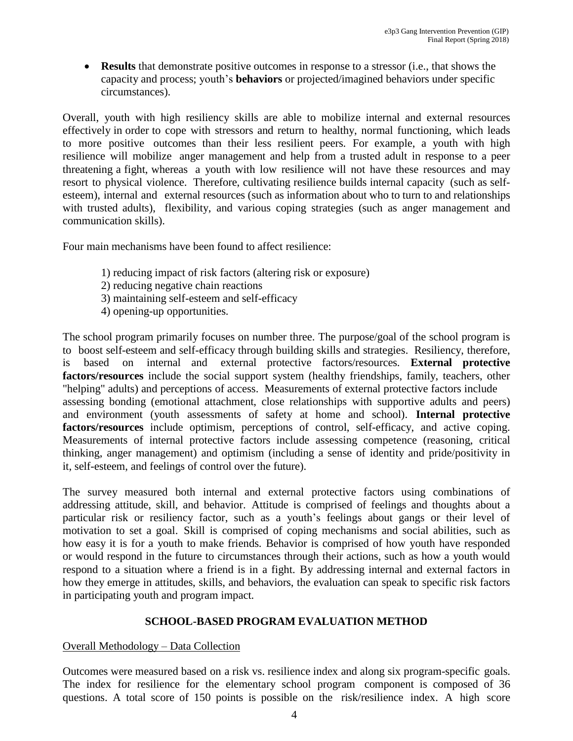- **Results** that demonstrate positive outcomes in response to a stressor (i.e., that shows the capacity and process; youth's **behaviors** or projected/imagined behaviors under specific circumstances).

Overall, youth with high resiliency skills are able to mobilize internal and external resources effectively in order to cope with stressors and return to healthy, normal functioning, which leads to more positive outcomes than their less resilient peers. For example, a youth with high resilience will mobilize anger management and help from a trusted adult in response to a peer threatening a fight, whereas a youth with low resilience will not have these resources and may resort to physical violence. Therefore, cultivating resilience builds internal capacity (such as self-esteem), internal and external resources (such as information about who to turn to and relationships with trusted adults), flexibility, and various coping strategies (such as anger management and communication skills).

Four main mechanisms have been found to affect resilience:

1) reducing impact of risk factors (altering risk or exposure)
2) reducing negative chain reactions
3) maintaining self-esteem and self-efficacy
4) opening-up opportunities.

The school program primarily focuses on number three. The purpose/goal of the school program is to boost self-esteem and self-efficacy through building skills and strategies. Resiliency, therefore, is based on internal and external protective factors/resources. **External protective factors/resources** include the social support system (healthy friendships, family, teachers, other "helping" adults) and perceptions of access. Measurements of external protective factors include assessing bonding (emotional attachment, close relationships with supportive adults and peers) and environment (youth assessments of safety at home and school). **Internal protective factors/resources** include optimism, perceptions of control, self-efficacy, and active coping. Measurements of internal protective factors include assessing competence (reasoning, critical thinking, anger management) and optimism (including a sense of identity and pride/positivity in it, self-esteem, and feelings of control over the future).

The survey measured both internal and external protective factors using combinations of addressing attitude, skill, and behavior. Attitude is comprised of feelings and thoughts about a particular risk or resiliency factor, such as a youth's feelings about gangs or their level of motivation to set a goal. Skill is comprised of coping mechanisms and social abilities, such as how easy it is for a youth to make friends. Behavior is comprised of how youth have responded or would respond in the future to circumstances through their actions, such as how a youth would respond to a situation where a friend is in a fight. By addressing internal and external factors in how they emerge in attitudes, skills, and behaviors, the evaluation can speak to specific risk factors in participating youth and program impact.

## SCHOOL-BASED PROGRAM EVALUATION METHOD

Overall Methodology – Data Collection

Outcomes were measured based on a risk vs. resilience index and along six program-specific goals. The index for resilience for the elementary school program component is composed of 36 questions. A total score of 150 points is possible on the risk/resilience index. A high score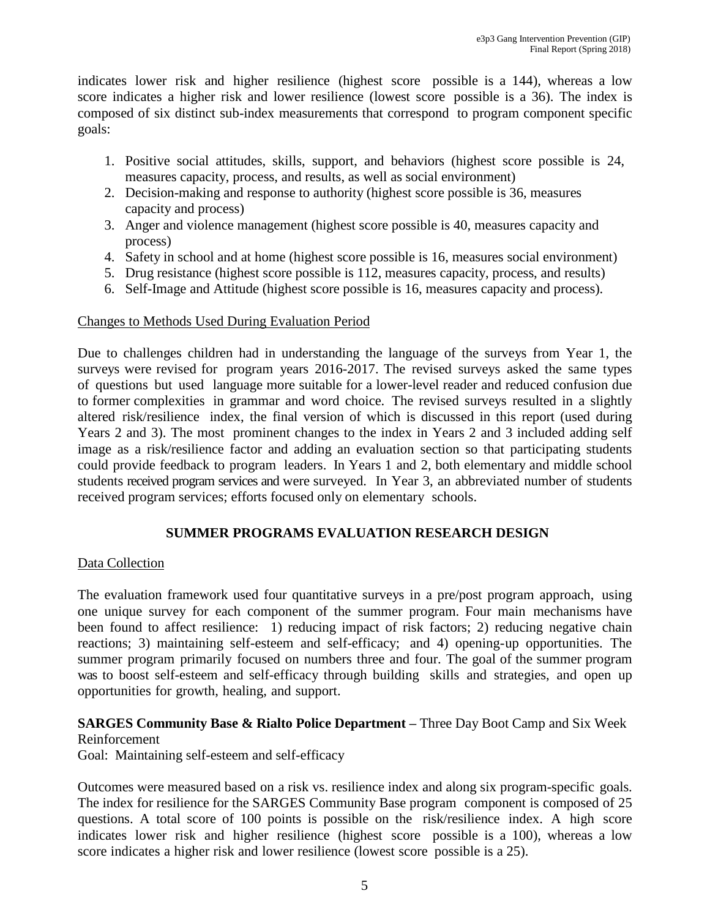indicates lower risk and higher resilience (highest score possible is a 144), whereas a low score indicates a higher risk and lower resilience (lowest score possible is a 36). The index is composed of six distinct sub-index measurements that correspond to program component specific goals:

1. Positive social attitudes, skills, support, and behaviors (highest score possible is 24, measures capacity, process, and results, as well as social environment)
2. Decision-making and response to authority (highest score possible is 36, measures capacity and process)
3. Anger and violence management (highest score possible is 40, measures capacity and process)
4. Safety in school and at home (highest score possible is 16, measures social environment)
5. Drug resistance (highest score possible is 112, measures capacity, process, and results)
6. Self-Image and Attitude (highest score possible is 16, measures capacity and process).

Changes to Methods Used During Evaluation Period

Due to challenges children had in understanding the language of the surveys from Year 1, the surveys were revised for program years 2016-2017. The revised surveys asked the same types of questions but used language more suitable for a lower-level reader and reduced confusion due to former complexities in grammar and word choice. The revised surveys resulted in a slightly altered risk/resilience index, the final version of which is discussed in this report (used during Years 2 and 3). The most prominent changes to the index in Years 2 and 3 included adding self image as a risk/resilience factor and adding an evaluation section so that participating students could provide feedback to program leaders. In Years 1 and 2, both elementary and middle school students received program services and were surveyed. In Year 3, an abbreviated number of students received program services; efforts focused only on elementary schools.

## SUMMER PROGRAMS EVALUATION RESEARCH DESIGN

Data Collection

The evaluation framework used four quantitative surveys in a pre/post program approach, using one unique survey for each component of the summer program. Four main mechanisms have been found to affect resilience: 1) reducing impact of risk factors; 2) reducing negative chain reactions; 3) maintaining self-esteem and self-efficacy; and 4) opening-up opportunities. The summer program primarily focused on numbers three and four. The goal of the summer program was to boost self-esteem and self-efficacy through building skills and strategies, and open up opportunities for growth, healing, and support.

**SARGES Community Base & Rialto Police Department –** Three Day Boot Camp and Six Week Reinforcement
Goal: Maintaining self-esteem and self-efficacy

Outcomes were measured based on a risk vs. resilience index and along six program-specific goals. The index for resilience for the SARGES Community Base program component is composed of 25 questions. A total score of 100 points is possible on the risk/resilience index. A high score indicates lower risk and higher resilience (highest score possible is a 100), whereas a low score indicates a higher risk and lower resilience (lowest score possible is a 25).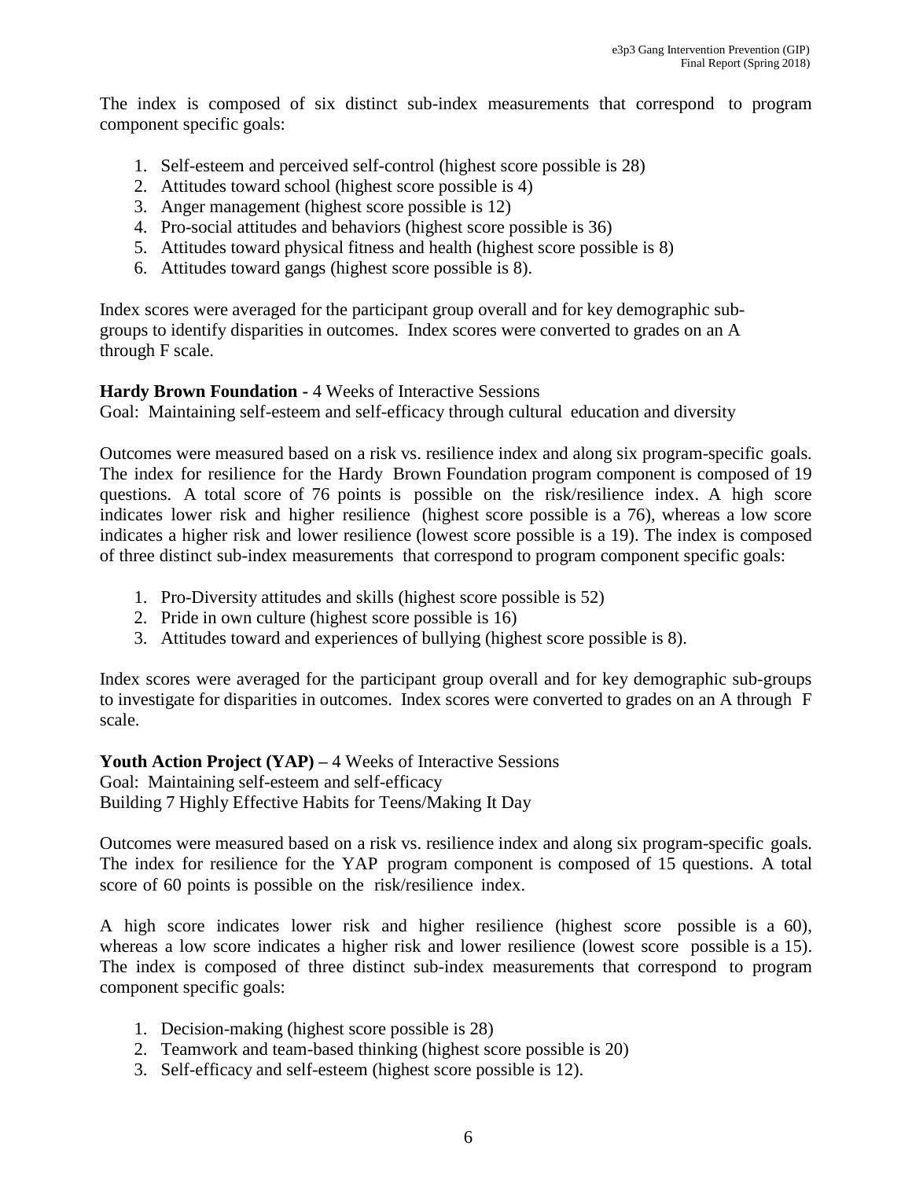The index is composed of six distinct sub-index measurements that correspond to program component specific goals:

1. Self-esteem and perceived self-control (highest score possible is 28)
2. Attitudes toward school (highest score possible is 4)
3. Anger management (highest score possible is 12)
4. Pro-social attitudes and behaviors (highest score possible is 36)
5. Attitudes toward physical fitness and health (highest score possible is 8)
6. Attitudes toward gangs (highest score possible is 8).

Index scores were averaged for the participant group overall and for key demographic sub-groups to identify disparities in outcomes. Index scores were converted to grades on an A through F scale.

**Hardy Brown Foundation -** 4 Weeks of Interactive Sessions
Goal: Maintaining self-esteem and self-efficacy through cultural education and diversity

Outcomes were measured based on a risk vs. resilience index and along six program-specific goals. The index for resilience for the Hardy Brown Foundation program component is composed of 19 questions. A total score of 76 points is possible on the risk/resilience index. A high score indicates lower risk and higher resilience (highest score possible is a 76), whereas a low score indicates a higher risk and lower resilience (lowest score possible is a 19). The index is composed of three distinct sub-index measurements that correspond to program component specific goals:

1. Pro-Diversity attitudes and skills (highest score possible is 52)
2. Pride in own culture (highest score possible is 16)
3. Attitudes toward and experiences of bullying (highest score possible is 8).

Index scores were averaged for the participant group overall and for key demographic sub-groups to investigate for disparities in outcomes. Index scores were converted to grades on an A through F scale.

**Youth Action Project (YAP) –** 4 Weeks of Interactive Sessions
Goal: Maintaining self-esteem and self-efficacy
Building 7 Highly Effective Habits for Teens/Making It Day

Outcomes were measured based on a risk vs. resilience index and along six program-specific goals. The index for resilience for the YAP program component is composed of 15 questions. A total score of 60 points is possible on the risk/resilience index.

A high score indicates lower risk and higher resilience (highest score possible is a 60), whereas a low score indicates a higher risk and lower resilience (lowest score possible is a 15). The index is composed of three distinct sub-index measurements that correspond to program component specific goals:

1. Decision-making (highest score possible is 28)
2. Teamwork and team-based thinking (highest score possible is 20)
3. Self-efficacy and self-esteem (highest score possible is 12).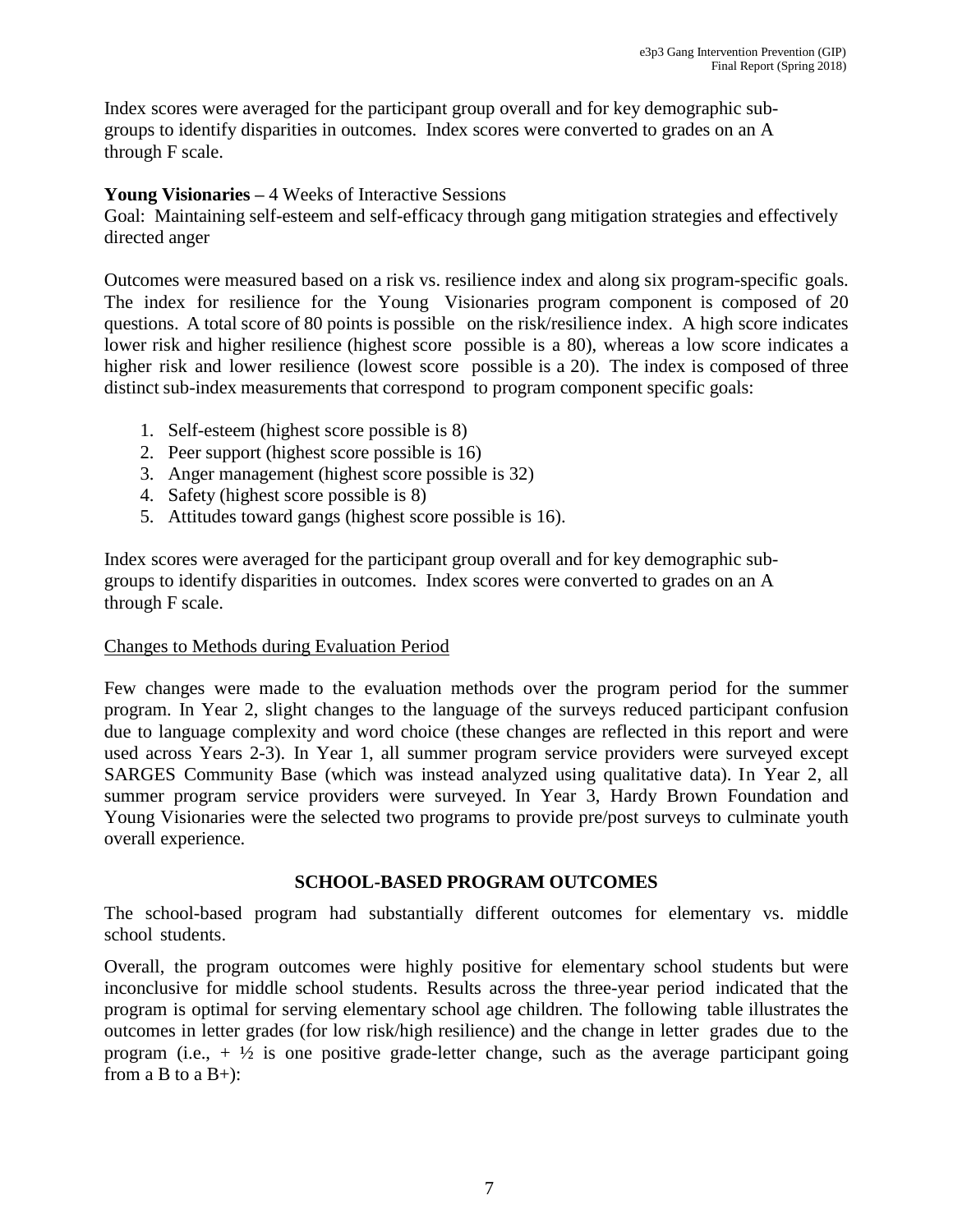Index scores were averaged for the participant group overall and for key demographic sub-groups to identify disparities in outcomes. Index scores were converted to grades on an A through F scale.

**Young Visionaries –** 4 Weeks of Interactive Sessions
Goal: Maintaining self-esteem and self-efficacy through gang mitigation strategies and effectively directed anger

Outcomes were measured based on a risk vs. resilience index and along six program-specific goals. The index for resilience for the Young Visionaries program component is composed of 20 questions. A total score of 80 points is possible on the risk/resilience index. A high score indicates lower risk and higher resilience (highest score possible is a 80), whereas a low score indicates a higher risk and lower resilience (lowest score possible is a 20). The index is composed of three distinct sub-index measurements that correspond to program component specific goals:

1. Self-esteem (highest score possible is 8)
2. Peer support (highest score possible is 16)
3. Anger management (highest score possible is 32)
4. Safety (highest score possible is 8)
5. Attitudes toward gangs (highest score possible is 16).

Index scores were averaged for the participant group overall and for key demographic sub-groups to identify disparities in outcomes. Index scores were converted to grades on an A through F scale.

Changes to Methods during Evaluation Period

Few changes were made to the evaluation methods over the program period for the summer program. In Year 2, slight changes to the language of the surveys reduced participant confusion due to language complexity and word choice (these changes are reflected in this report and were used across Years 2-3). In Year 1, all summer program service providers were surveyed except SARGES Community Base (which was instead analyzed using qualitative data). In Year 2, all summer program service providers were surveyed. In Year 3, Hardy Brown Foundation and Young Visionaries were the selected two programs to provide pre/post surveys to culminate youth overall experience.

## SCHOOL-BASED PROGRAM OUTCOMES

The school-based program had substantially different outcomes for elementary vs. middle school students.

Overall, the program outcomes were highly positive for elementary school students but were inconclusive for middle school students. Results across the three-year period indicated that the program is optimal for serving elementary school age children. The following table illustrates the outcomes in letter grades (for low risk/high resilience) and the change in letter grades due to the program (i.e., + ½ is one positive grade-letter change, such as the average participant going from a B to a B+):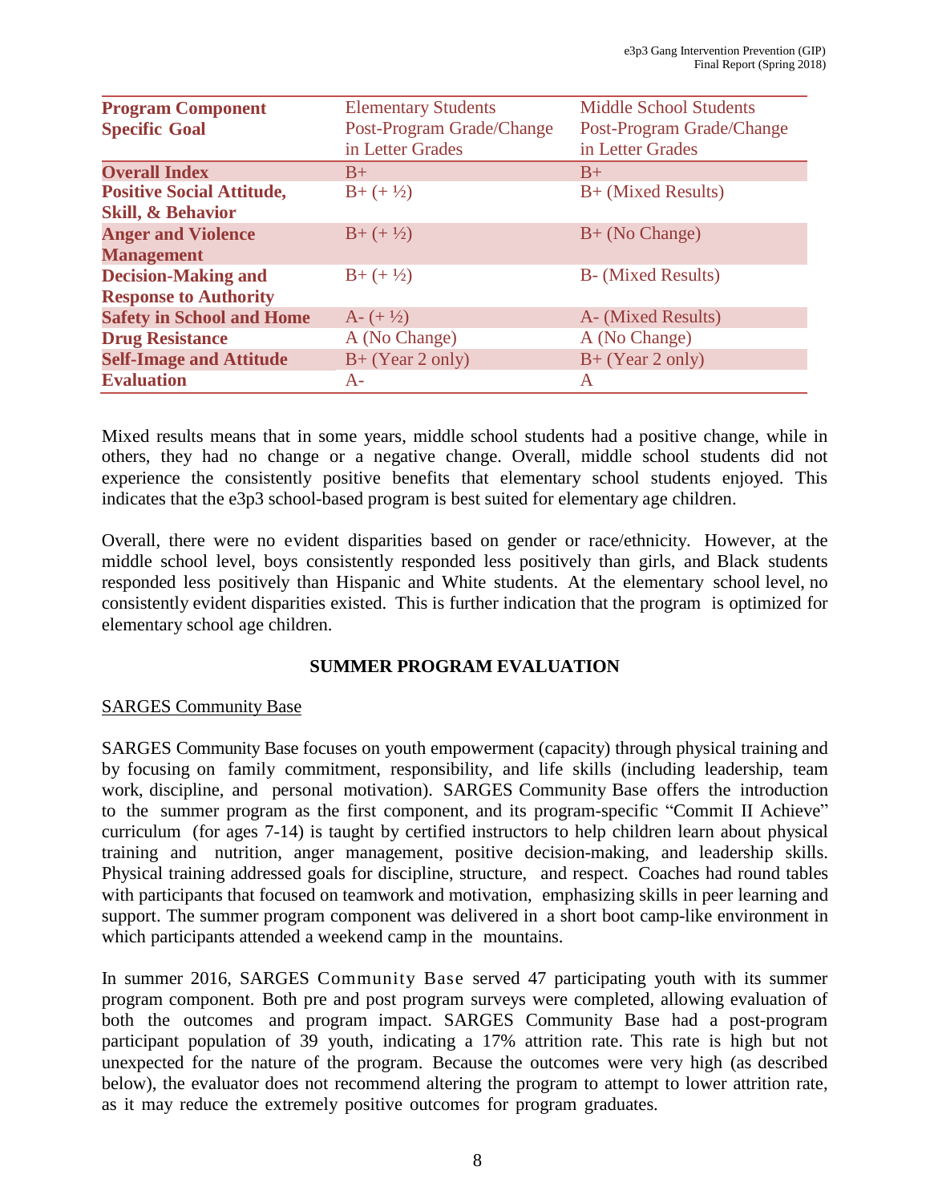| Program Component Specific Goal | Elementary Students Post-Program Grade/Change in Letter Grades | Middle School Students Post-Program Grade/Change in Letter Grades |
|---|---|---|
| **Overall Index** | B+ | B+ |
| **Positive Social Attitude, Skill, & Behavior** | B+ (+ ½) | B+ (Mixed Results) |
| **Anger and Violence Management** | B+ (+ ½) | B+ (No Change) |
| **Decision-Making and Response to Authority** | B+ (+ ½) | B- (Mixed Results) |
| **Safety in School and Home** | A- (+ ½) | A- (Mixed Results) |
| **Drug Resistance** | A (No Change) | A (No Change) |
| **Self-Image and Attitude** | B+ (Year 2 only) | B+ (Year 2 only) |
| **Evaluation** | A- | A |

Mixed results means that in some years, middle school students had a positive change, while in others, they had no change or a negative change. Overall, middle school students did not experience the consistently positive benefits that elementary school students enjoyed. This indicates that the e3p3 school-based program is best suited for elementary age children.

Overall, there were no evident disparities based on gender or race/ethnicity. However, at the middle school level, boys consistently responded less positively than girls, and Black students responded less positively than Hispanic and White students. At the elementary school level, no consistently evident disparities existed. This is further indication that the program is optimized for elementary school age children.

## SUMMER PROGRAM EVALUATION

SARGES Community Base

SARGES Community Base focuses on youth empowerment (capacity) through physical training and by focusing on family commitment, responsibility, and life skills (including leadership, team work, discipline, and personal motivation). SARGES Community Base offers the introduction to the summer program as the first component, and its program-specific "Commit II Achieve" curriculum (for ages 7-14) is taught by certified instructors to help children learn about physical training and nutrition, anger management, positive decision-making, and leadership skills. Physical training addressed goals for discipline, structure, and respect. Coaches had round tables with participants that focused on teamwork and motivation, emphasizing skills in peer learning and support. The summer program component was delivered in a short boot camp-like environment in which participants attended a weekend camp in the mountains.

In summer 2016, SARGES Community Base served 47 participating youth with its summer program component. Both pre and post program surveys were completed, allowing evaluation of both the outcomes and program impact. SARGES Community Base had a post-program participant population of 39 youth, indicating a 17% attrition rate. This rate is high but not unexpected for the nature of the program. Because the outcomes were very high (as described below), the evaluator does not recommend altering the program to attempt to lower attrition rate, as it may reduce the extremely positive outcomes for program graduates.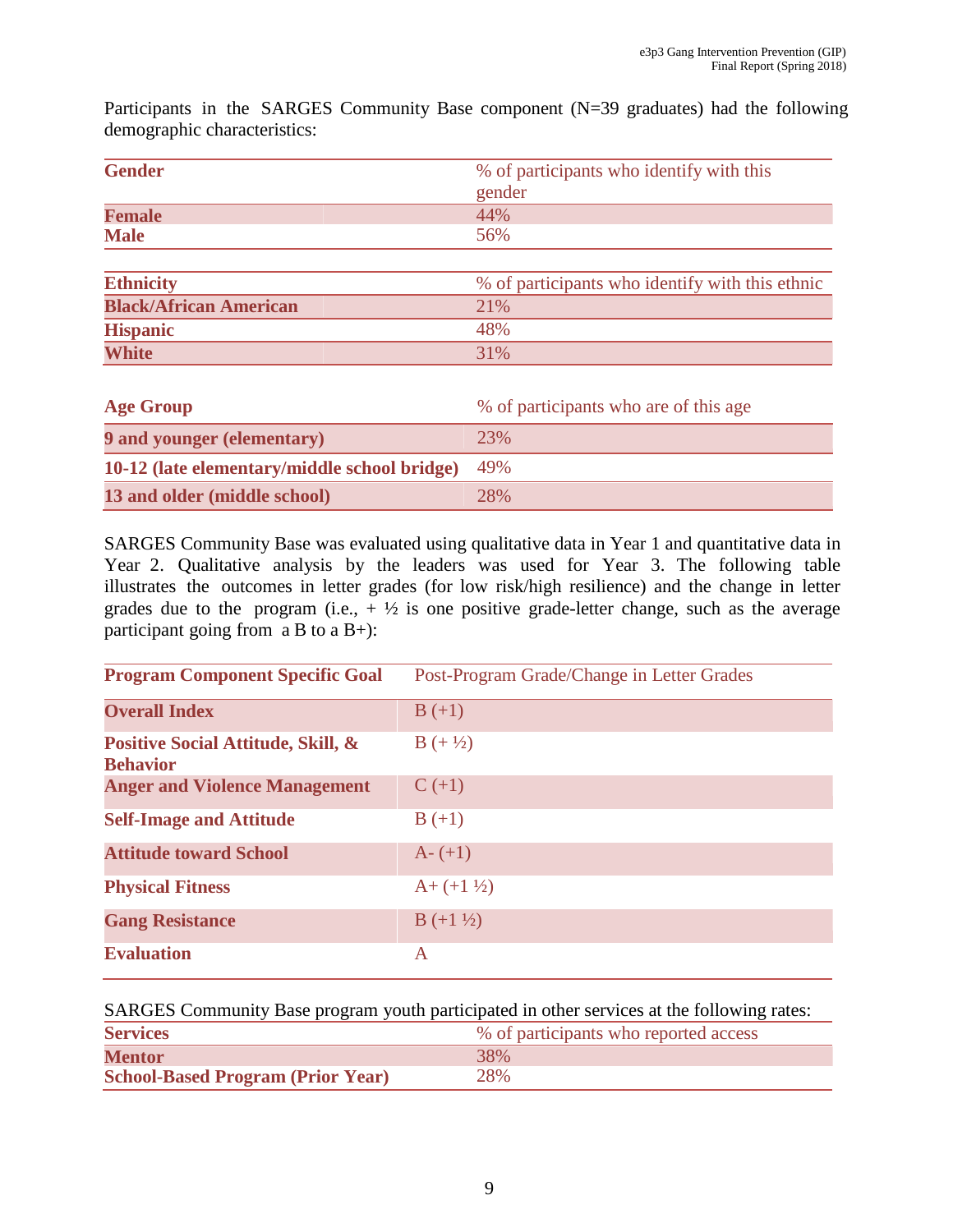Participants in the SARGES Community Base component (N=39 graduates) had the following demographic characteristics:

| Gender | % of participants who identify with this gender |
| --- | --- |
| Female | 44% |
| Male | 56% |

| Ethnicity | % of participants who identify with this ethnic |
| --- | --- |
| Black/African American | 21% |
| Hispanic | 48% |
| White | 31% |

| Age Group | % of participants who are of this age |
| --- | --- |
| 9 and younger (elementary) | 23% |
| 10-12 (late elementary/middle school bridge) | 49% |
| 13 and older (middle school) | 28% |

SARGES Community Base was evaluated using qualitative data in Year 1 and quantitative data in Year 2. Qualitative analysis by the leaders was used for Year 3. The following table illustrates the outcomes in letter grades (for low risk/high resilience) and the change in letter grades due to the program (i.e., + ½ is one positive grade-letter change, such as the average participant going from a B to a B+):

| Program Component Specific Goal | Post-Program Grade/Change in Letter Grades |
| --- | --- |
| Overall Index | B (+1) |
| Positive Social Attitude, Skill, & Behavior | B (+ ½) |
| Anger and Violence Management | C (+1) |
| Self-Image and Attitude | B (+1) |
| Attitude toward School | A- (+1) |
| Physical Fitness | A+ (+1 ½) |
| Gang Resistance | B (+1 ½) |
| Evaluation | A |

SARGES Community Base program youth participated in other services at the following rates:

| Services | % of participants who reported access |
| --- | --- |
| Mentor | 38% |
| School-Based Program (Prior Year) | 28% |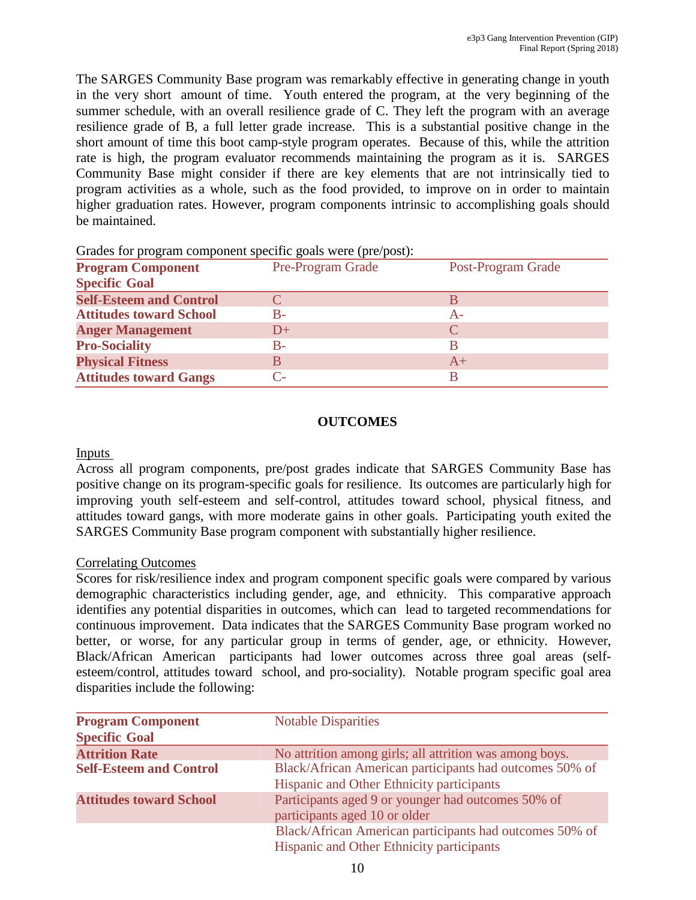The SARGES Community Base program was remarkably effective in generating change in youth in the very short amount of time. Youth entered the program, at the very beginning of the summer schedule, with an overall resilience grade of C. They left the program with an average resilience grade of B, a full letter grade increase. This is a substantial positive change in the short amount of time this boot camp-style program operates. Because of this, while the attrition rate is high, the program evaluator recommends maintaining the program as it is. SARGES Community Base might consider if there are key elements that are not intrinsically tied to program activities as a whole, such as the food provided, to improve on in order to maintain higher graduation rates. However, program components intrinsic to accomplishing goals should be maintained.

Grades for program component specific goals were (pre/post):

| Program Component Specific Goal | Pre-Program Grade | Post-Program Grade |
|---|---|---|
| **Self-Esteem and Control** | C | B |
| **Attitudes toward School** | B- | A- |
| **Anger Management** | D+ | C |
| **Pro-Sociality** | B- | B |
| **Physical Fitness** | B | A+ |
| **Attitudes toward Gangs** | C- | B |

## OUTCOMES

Inputs

Across all program components, pre/post grades indicate that SARGES Community Base has positive change on its program-specific goals for resilience. Its outcomes are particularly high for improving youth self-esteem and self-control, attitudes toward school, physical fitness, and attitudes toward gangs, with more moderate gains in other goals. Participating youth exited the SARGES Community Base program component with substantially higher resilience.

Correlating Outcomes

Scores for risk/resilience index and program component specific goals were compared by various demographic characteristics including gender, age, and ethnicity. This comparative approach identifies any potential disparities in outcomes, which can lead to targeted recommendations for continuous improvement. Data indicates that the SARGES Community Base program worked no better, or worse, for any particular group in terms of gender, age, or ethnicity. However, Black/African American participants had lower outcomes across three goal areas (self-esteem/control, attitudes toward school, and pro-sociality). Notable program specific goal area disparities include the following:

| Program Component Specific Goal | Notable Disparities |
|---|---|
| **Attrition Rate** | No attrition among girls; all attrition was among boys. |
| **Self-Esteem and Control** | Black/African American participants had outcomes 50% of Hispanic and Other Ethnicity participants |
| **Attitudes toward School** | Participants aged 9 or younger had outcomes 50% of participants aged 10 or older |
| | Black/African American participants had outcomes 50% of Hispanic and Other Ethnicity participants |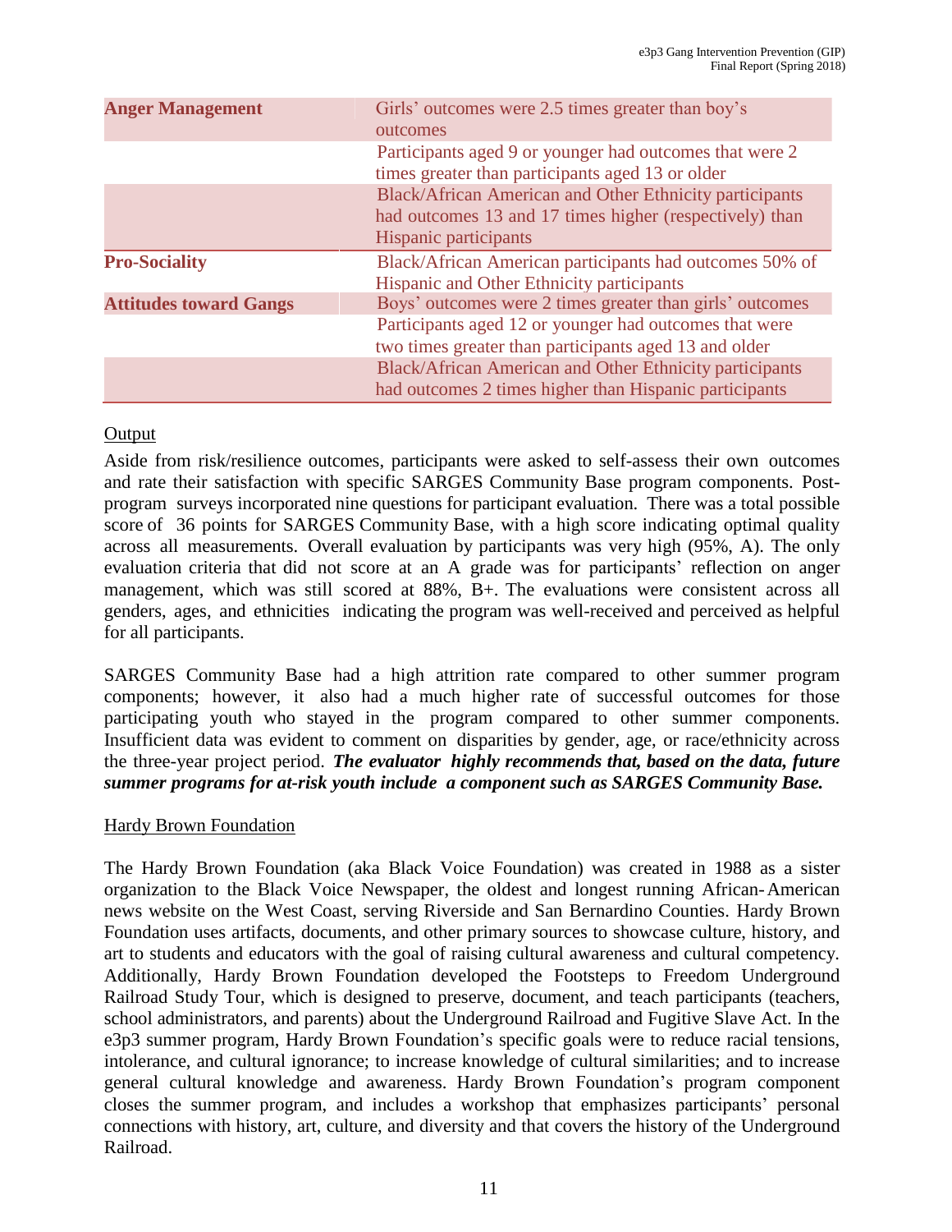| | |
|---|---|
| **Anger Management** | Girls' outcomes were 2.5 times greater than boy's outcomes |
| | Participants aged 9 or younger had outcomes that were 2 times greater than participants aged 13 or older |
| | Black/African American and Other Ethnicity participants had outcomes 13 and 17 times higher (respectively) than Hispanic participants |
| **Pro-Sociality** | Black/African American participants had outcomes 50% of Hispanic and Other Ethnicity participants |
| **Attitudes toward Gangs** | Boys' outcomes were 2 times greater than girls' outcomes |
| | Participants aged 12 or younger had outcomes that were two times greater than participants aged 13 and older |
| | Black/African American and Other Ethnicity participants had outcomes 2 times higher than Hispanic participants |

Output

Aside from risk/resilience outcomes, participants were asked to self-assess their own outcomes and rate their satisfaction with specific SARGES Community Base program components. Post-program surveys incorporated nine questions for participant evaluation. There was a total possible score of 36 points for SARGES Community Base, with a high score indicating optimal quality across all measurements. Overall evaluation by participants was very high (95%, A). The only evaluation criteria that did not score at an A grade was for participants' reflection on anger management, which was still scored at 88%, B+. The evaluations were consistent across all genders, ages, and ethnicities indicating the program was well-received and perceived as helpful for all participants.

SARGES Community Base had a high attrition rate compared to other summer program components; however, it also had a much higher rate of successful outcomes for those participating youth who stayed in the program compared to other summer components. Insufficient data was evident to comment on disparities by gender, age, or race/ethnicity across the three-year project period. ***The evaluator highly recommends that, based on the data, future summer programs for at-risk youth include a component such as SARGES Community Base.***

Hardy Brown Foundation

The Hardy Brown Foundation (aka Black Voice Foundation) was created in 1988 as a sister organization to the Black Voice Newspaper, the oldest and longest running African-American news website on the West Coast, serving Riverside and San Bernardino Counties. Hardy Brown Foundation uses artifacts, documents, and other primary sources to showcase culture, history, and art to students and educators with the goal of raising cultural awareness and cultural competency. Additionally, Hardy Brown Foundation developed the Footsteps to Freedom Underground Railroad Study Tour, which is designed to preserve, document, and teach participants (teachers, school administrators, and parents) about the Underground Railroad and Fugitive Slave Act. In the e3p3 summer program, Hardy Brown Foundation's specific goals were to reduce racial tensions, intolerance, and cultural ignorance; to increase knowledge of cultural similarities; and to increase general cultural knowledge and awareness. Hardy Brown Foundation's program component closes the summer program, and includes a workshop that emphasizes participants' personal connections with history, art, culture, and diversity and that covers the history of the Underground Railroad.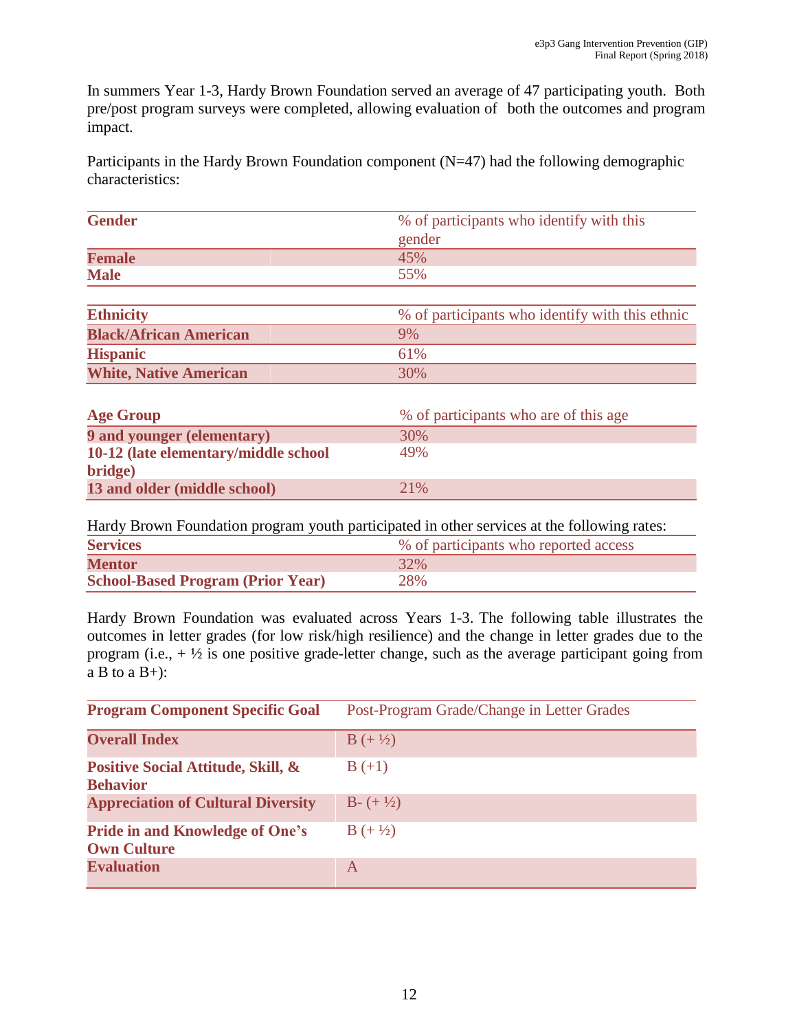In summers Year 1-3, Hardy Brown Foundation served an average of 47 participating youth. Both pre/post program surveys were completed, allowing evaluation of both the outcomes and program impact.

Participants in the Hardy Brown Foundation component (N=47) had the following demographic characteristics:

| **Gender** | % of participants who identify with this gender |
|---|---|
| **Female** | 45% |
| **Male** | 55% |

| **Ethnicity** | % of participants who identify with this ethnic |
|---|---|
| **Black/African American** | 9% |
| **Hispanic** | 61% |
| **White, Native American** | 30% |

| **Age Group** | % of participants who are of this age |
|---|---|
| **9 and younger (elementary)** | 30% |
| **10-12 (late elementary/middle school bridge)** | 49% |
| **13 and older (middle school)** | 21% |

Hardy Brown Foundation program youth participated in other services at the following rates:

| **Services** | % of participants who reported access |
|---|---|
| **Mentor** | 32% |
| **School-Based Program (Prior Year)** | 28% |

Hardy Brown Foundation was evaluated across Years 1-3. The following table illustrates the outcomes in letter grades (for low risk/high resilience) and the change in letter grades due to the program (i.e., + ½ is one positive grade-letter change, such as the average participant going from a B to a B+):

| **Program Component Specific Goal** | Post-Program Grade/Change in Letter Grades |
|---|---|
| **Overall Index** | B (+ ½) |
| **Positive Social Attitude, Skill, & Behavior** | B (+1) |
| **Appreciation of Cultural Diversity** | B- (+ ½) |
| **Pride in and Knowledge of One's Own Culture** | B (+ ½) |
| **Evaluation** | A |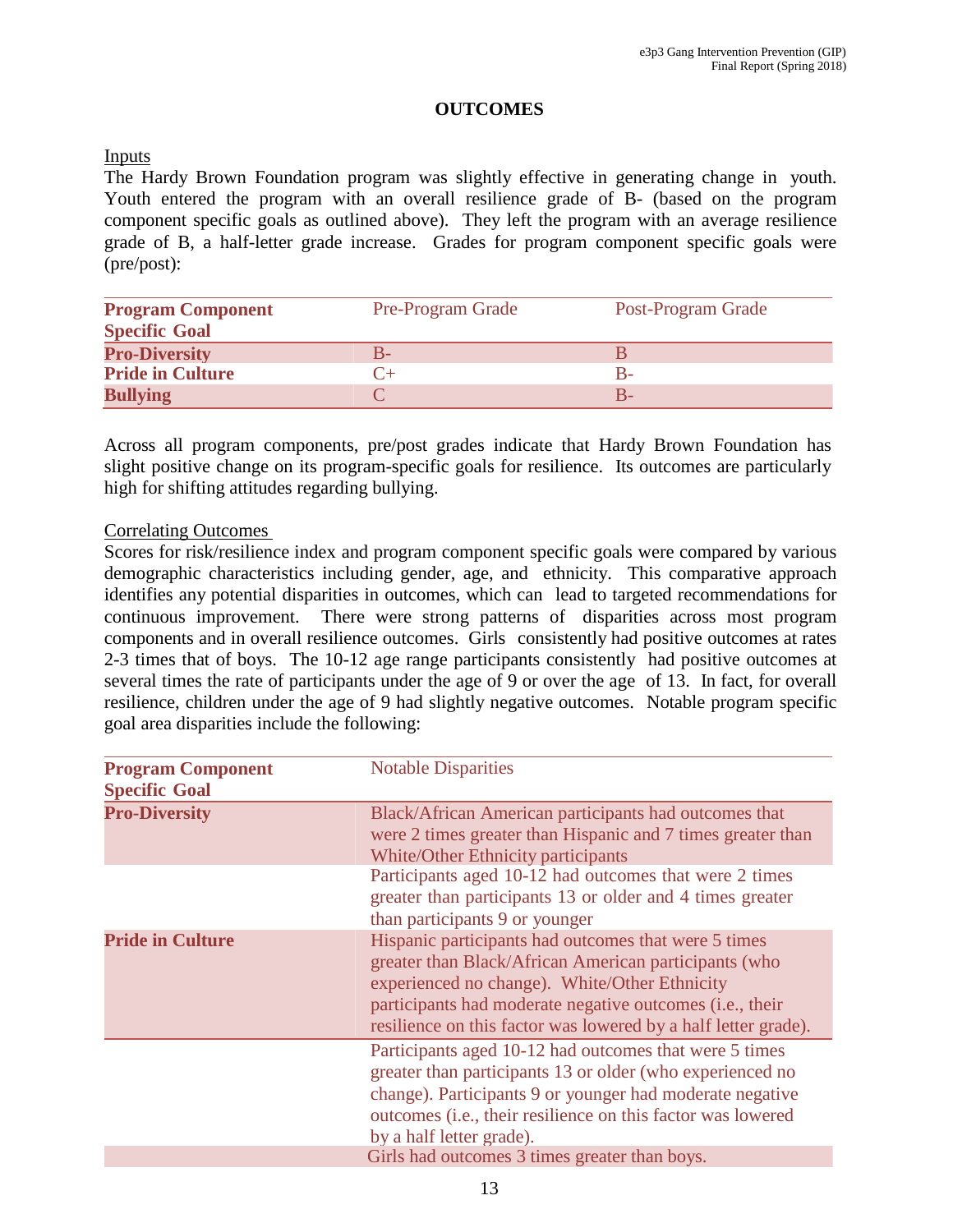## OUTCOMES

Inputs

The Hardy Brown Foundation program was slightly effective in generating change in youth. Youth entered the program with an overall resilience grade of B- (based on the program component specific goals as outlined above). They left the program with an average resilience grade of B, a half-letter grade increase. Grades for program component specific goals were (pre/post):

| Program Component Specific Goal | Pre-Program Grade | Post-Program Grade |
|---|---|---|
| **Pro-Diversity** | B- | B |
| **Pride in Culture** | C+ | B- |
| **Bullying** | C | B- |

Across all program components, pre/post grades indicate that Hardy Brown Foundation has slight positive change on its program-specific goals for resilience. Its outcomes are particularly high for shifting attitudes regarding bullying.

Correlating Outcomes

Scores for risk/resilience index and program component specific goals were compared by various demographic characteristics including gender, age, and ethnicity. This comparative approach identifies any potential disparities in outcomes, which can lead to targeted recommendations for continuous improvement. There were strong patterns of disparities across most program components and in overall resilience outcomes. Girls consistently had positive outcomes at rates 2-3 times that of boys. The 10-12 age range participants consistently had positive outcomes at several times the rate of participants under the age of 9 or over the age of 13. In fact, for overall resilience, children under the age of 9 had slightly negative outcomes. Notable program specific goal area disparities include the following:

| Program Component Specific Goal | Notable Disparities |
|---|---|
| **Pro-Diversity** | Black/African American participants had outcomes that were 2 times greater than Hispanic and 7 times greater than White/Other Ethnicity participants |
| | Participants aged 10-12 had outcomes that were 2 times greater than participants 13 or older and 4 times greater than participants 9 or younger |
| **Pride in Culture** | Hispanic participants had outcomes that were 5 times greater than Black/African American participants (who experienced no change). White/Other Ethnicity participants had moderate negative outcomes (i.e., their resilience on this factor was lowered by a half letter grade). |
| | Participants aged 10-12 had outcomes that were 5 times greater than participants 13 or older (who experienced no change). Participants 9 or younger had moderate negative outcomes (i.e., their resilience on this factor was lowered by a half letter grade). |
| | Girls had outcomes 3 times greater than boys. |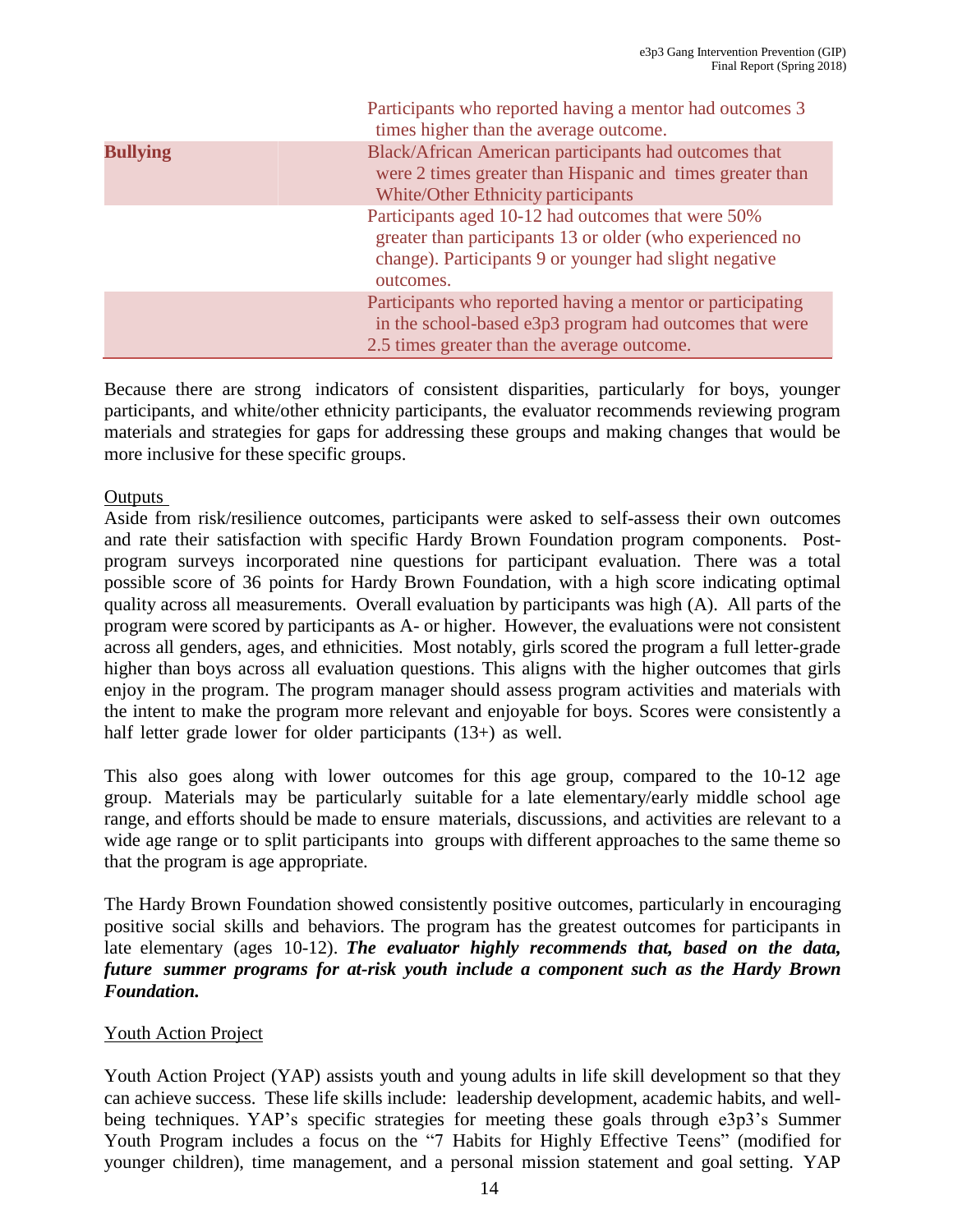| | |
|---|---|
| | Participants who reported having a mentor had outcomes 3 times higher than the average outcome. |
| **Bullying** | Black/African American participants had outcomes that were 2 times greater than Hispanic and times greater than White/Other Ethnicity participants |
| | Participants aged 10-12 had outcomes that were 50% greater than participants 13 or older (who experienced no change). Participants 9 or younger had slight negative outcomes. |
| | Participants who reported having a mentor or participating in the school-based e3p3 program had outcomes that were 2.5 times greater than the average outcome. |

Because there are strong indicators of consistent disparities, particularly for boys, younger participants, and white/other ethnicity participants, the evaluator recommends reviewing program materials and strategies for gaps for addressing these groups and making changes that would be more inclusive for these specific groups.

Outputs

Aside from risk/resilience outcomes, participants were asked to self-assess their own outcomes and rate their satisfaction with specific Hardy Brown Foundation program components. Post-program surveys incorporated nine questions for participant evaluation. There was a total possible score of 36 points for Hardy Brown Foundation, with a high score indicating optimal quality across all measurements. Overall evaluation by participants was high (A). All parts of the program were scored by participants as A- or higher. However, the evaluations were not consistent across all genders, ages, and ethnicities. Most notably, girls scored the program a full letter-grade higher than boys across all evaluation questions. This aligns with the higher outcomes that girls enjoy in the program. The program manager should assess program activities and materials with the intent to make the program more relevant and enjoyable for boys. Scores were consistently a half letter grade lower for older participants (13+) as well.

This also goes along with lower outcomes for this age group, compared to the 10-12 age group. Materials may be particularly suitable for a late elementary/early middle school age range, and efforts should be made to ensure materials, discussions, and activities are relevant to a wide age range or to split participants into groups with different approaches to the same theme so that the program is age appropriate.

The Hardy Brown Foundation showed consistently positive outcomes, particularly in encouraging positive social skills and behaviors. The program has the greatest outcomes for participants in late elementary (ages 10-12). ***The evaluator highly recommends that, based on the data, future summer programs for at-risk youth include a component such as the Hardy Brown Foundation.***

Youth Action Project

Youth Action Project (YAP) assists youth and young adults in life skill development so that they can achieve success. These life skills include: leadership development, academic habits, and well-being techniques. YAP's specific strategies for meeting these goals through e3p3's Summer Youth Program includes a focus on the "7 Habits for Highly Effective Teens" (modified for younger children), time management, and a personal mission statement and goal setting. YAP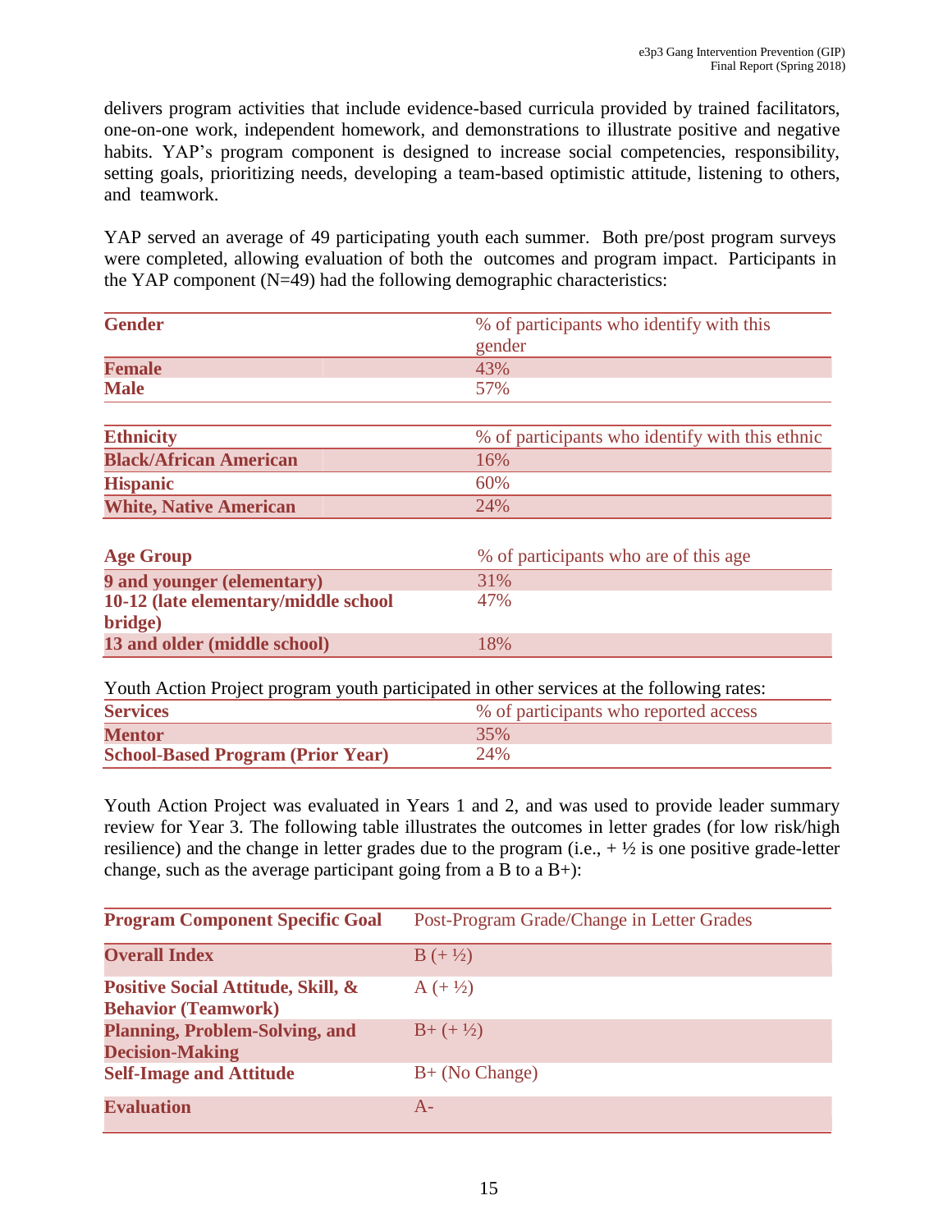delivers program activities that include evidence-based curricula provided by trained facilitators, one-on-one work, independent homework, and demonstrations to illustrate positive and negative habits. YAP's program component is designed to increase social competencies, responsibility, setting goals, prioritizing needs, developing a team-based optimistic attitude, listening to others, and teamwork.

YAP served an average of 49 participating youth each summer. Both pre/post program surveys were completed, allowing evaluation of both the outcomes and program impact. Participants in the YAP component (N=49) had the following demographic characteristics:

| Gender | % of participants who identify with this gender |
|---|---|
| Female | 43% |
| Male | 57% |

| Ethnicity | % of participants who identify with this ethnic |
|---|---|
| Black/African American | 16% |
| Hispanic | 60% |
| White, Native American | 24% |

| Age Group | % of participants who are of this age |
|---|---|
| 9 and younger (elementary) | 31% |
| 10-12 (late elementary/middle school bridge) | 47% |
| 13 and older (middle school) | 18% |

Youth Action Project program youth participated in other services at the following rates:

| Services | % of participants who reported access |
|---|---|
| Mentor | 35% |
| School-Based Program (Prior Year) | 24% |

Youth Action Project was evaluated in Years 1 and 2, and was used to provide leader summary review for Year 3. The following table illustrates the outcomes in letter grades (for low risk/high resilience) and the change in letter grades due to the program (i.e., + ½ is one positive grade-letter change, such as the average participant going from a B to a B+):

| Program Component Specific Goal | Post-Program Grade/Change in Letter Grades |
|---|---|
| Overall Index | B (+ ½) |
| Positive Social Attitude, Skill, & Behavior (Teamwork) | A (+ ½) |
| Planning, Problem-Solving, and Decision-Making | B+ (+ ½) |
| Self-Image and Attitude | B+ (No Change) |
| Evaluation | A- |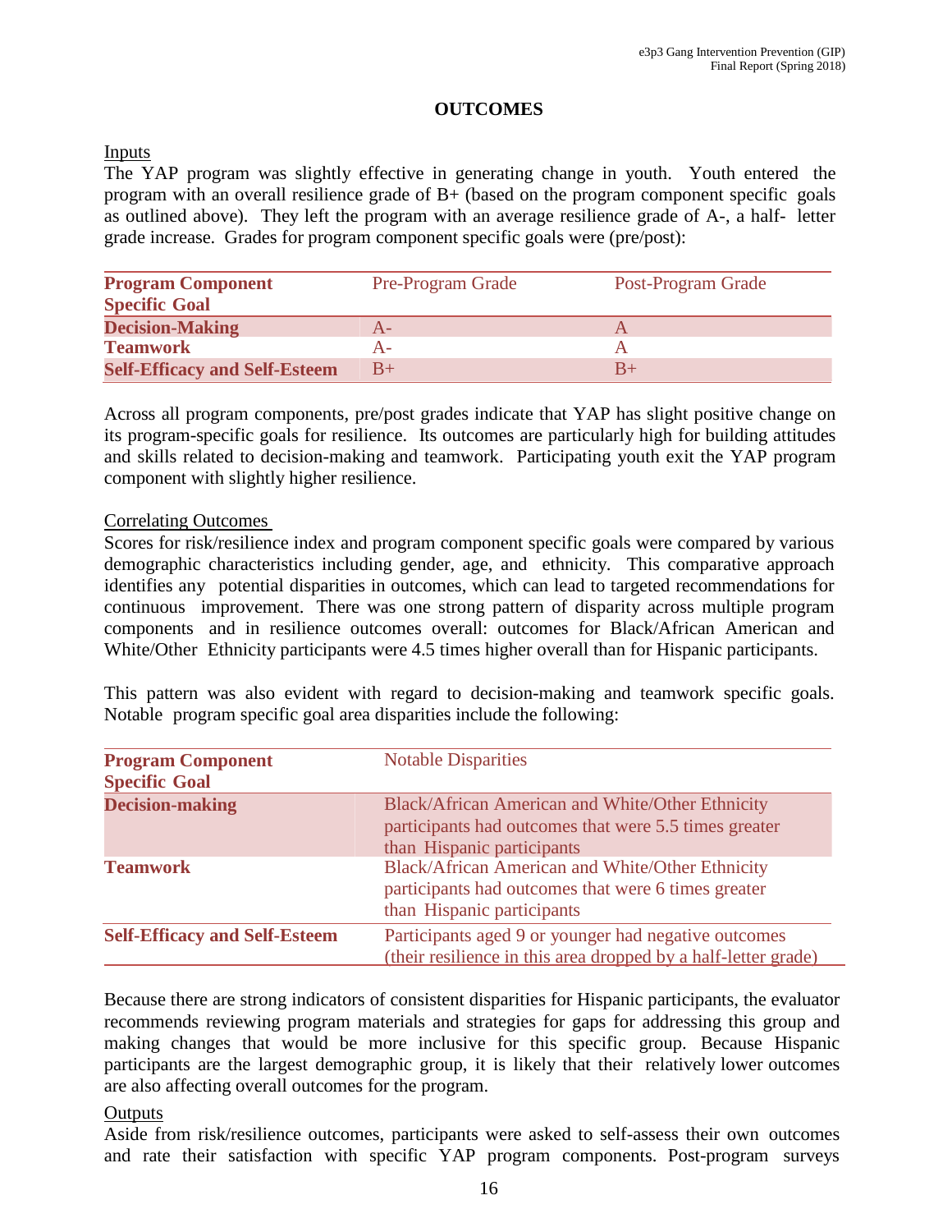# OUTCOMES

Inputs

The YAP program was slightly effective in generating change in youth. Youth entered the program with an overall resilience grade of B+ (based on the program component specific goals as outlined above). They left the program with an average resilience grade of A-, a half- letter grade increase. Grades for program component specific goals were (pre/post):

| Program Component Specific Goal | Pre-Program Grade | Post-Program Grade |
|---|---|---|
| **Decision-Making** | A- | A |
| **Teamwork** | A- | A |
| **Self-Efficacy and Self-Esteem** | B+ | B+ |

Across all program components, pre/post grades indicate that YAP has slight positive change on its program-specific goals for resilience. Its outcomes are particularly high for building attitudes and skills related to decision-making and teamwork. Participating youth exit the YAP program component with slightly higher resilience.

Correlating Outcomes

Scores for risk/resilience index and program component specific goals were compared by various demographic characteristics including gender, age, and ethnicity. This comparative approach identifies any potential disparities in outcomes, which can lead to targeted recommendations for continuous improvement. There was one strong pattern of disparity across multiple program components and in resilience outcomes overall: outcomes for Black/African American and White/Other Ethnicity participants were 4.5 times higher overall than for Hispanic participants.

This pattern was also evident with regard to decision-making and teamwork specific goals. Notable program specific goal area disparities include the following:

| Program Component Specific Goal | Notable Disparities |
|---|---|
| **Decision-making** | Black/African American and White/Other Ethnicity participants had outcomes that were 5.5 times greater than Hispanic participants |
| **Teamwork** | Black/African American and White/Other Ethnicity participants had outcomes that were 6 times greater than Hispanic participants |
| **Self-Efficacy and Self-Esteem** | Participants aged 9 or younger had negative outcomes (their resilience in this area dropped by a half-letter grade) |

Because there are strong indicators of consistent disparities for Hispanic participants, the evaluator recommends reviewing program materials and strategies for gaps for addressing this group and making changes that would be more inclusive for this specific group. Because Hispanic participants are the largest demographic group, it is likely that their relatively lower outcomes are also affecting overall outcomes for the program.

Outputs

Aside from risk/resilience outcomes, participants were asked to self-assess their own outcomes and rate their satisfaction with specific YAP program components. Post-program surveys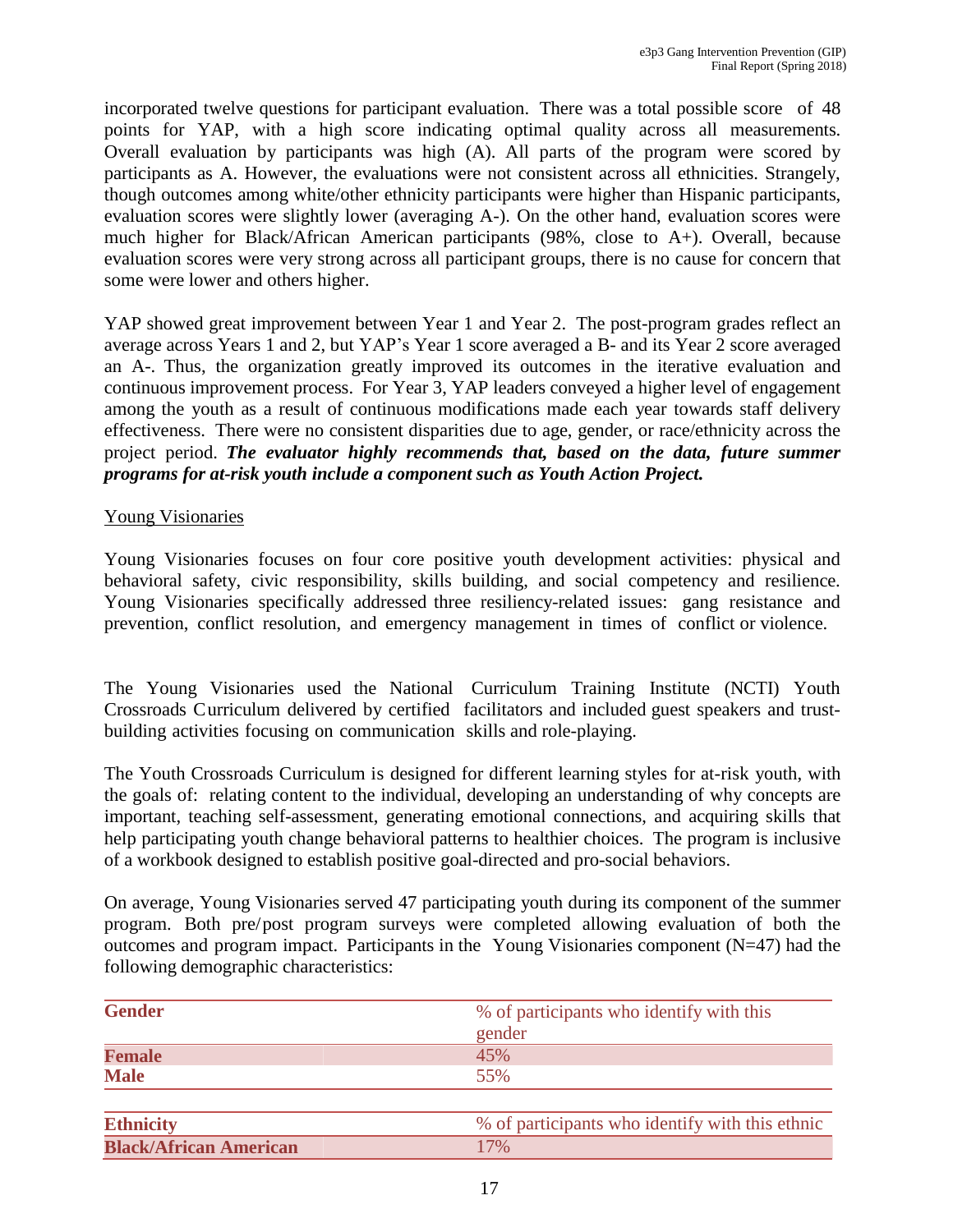incorporated twelve questions for participant evaluation. There was a total possible score of 48 points for YAP, with a high score indicating optimal quality across all measurements. Overall evaluation by participants was high (A). All parts of the program were scored by participants as A. However, the evaluations were not consistent across all ethnicities. Strangely, though outcomes among white/other ethnicity participants were higher than Hispanic participants, evaluation scores were slightly lower (averaging A-). On the other hand, evaluation scores were much higher for Black/African American participants (98%, close to A+). Overall, because evaluation scores were very strong across all participant groups, there is no cause for concern that some were lower and others higher.

YAP showed great improvement between Year 1 and Year 2. The post-program grades reflect an average across Years 1 and 2, but YAP's Year 1 score averaged a B- and its Year 2 score averaged an A-. Thus, the organization greatly improved its outcomes in the iterative evaluation and continuous improvement process. For Year 3, YAP leaders conveyed a higher level of engagement among the youth as a result of continuous modifications made each year towards staff delivery effectiveness. There were no consistent disparities due to age, gender, or race/ethnicity across the project period. ***The evaluator highly recommends that, based on the data, future summer programs for at-risk youth include a component such as Youth Action Project.***

Young Visionaries

Young Visionaries focuses on four core positive youth development activities: physical and behavioral safety, civic responsibility, skills building, and social competency and resilience. Young Visionaries specifically addressed three resiliency-related issues: gang resistance and prevention, conflict resolution, and emergency management in times of conflict or violence.

The Young Visionaries used the National Curriculum Training Institute (NCTI) Youth Crossroads Curriculum delivered by certified facilitators and included guest speakers and trust-building activities focusing on communication skills and role-playing.

The Youth Crossroads Curriculum is designed for different learning styles for at-risk youth, with the goals of: relating content to the individual, developing an understanding of why concepts are important, teaching self-assessment, generating emotional connections, and acquiring skills that help participating youth change behavioral patterns to healthier choices. The program is inclusive of a workbook designed to establish positive goal-directed and pro-social behaviors.

On average, Young Visionaries served 47 participating youth during its component of the summer program. Both pre/post program surveys were completed allowing evaluation of both the outcomes and program impact. Participants in the Young Visionaries component (N=47) had the following demographic characteristics:

| **Gender** | % of participants who identify with this gender |
|---|---|
| **Female** | 45% |
| **Male** | 55% |

| **Ethnicity** | % of participants who identify with this ethnic |
|---|---|
| **Black/African American** | 17% |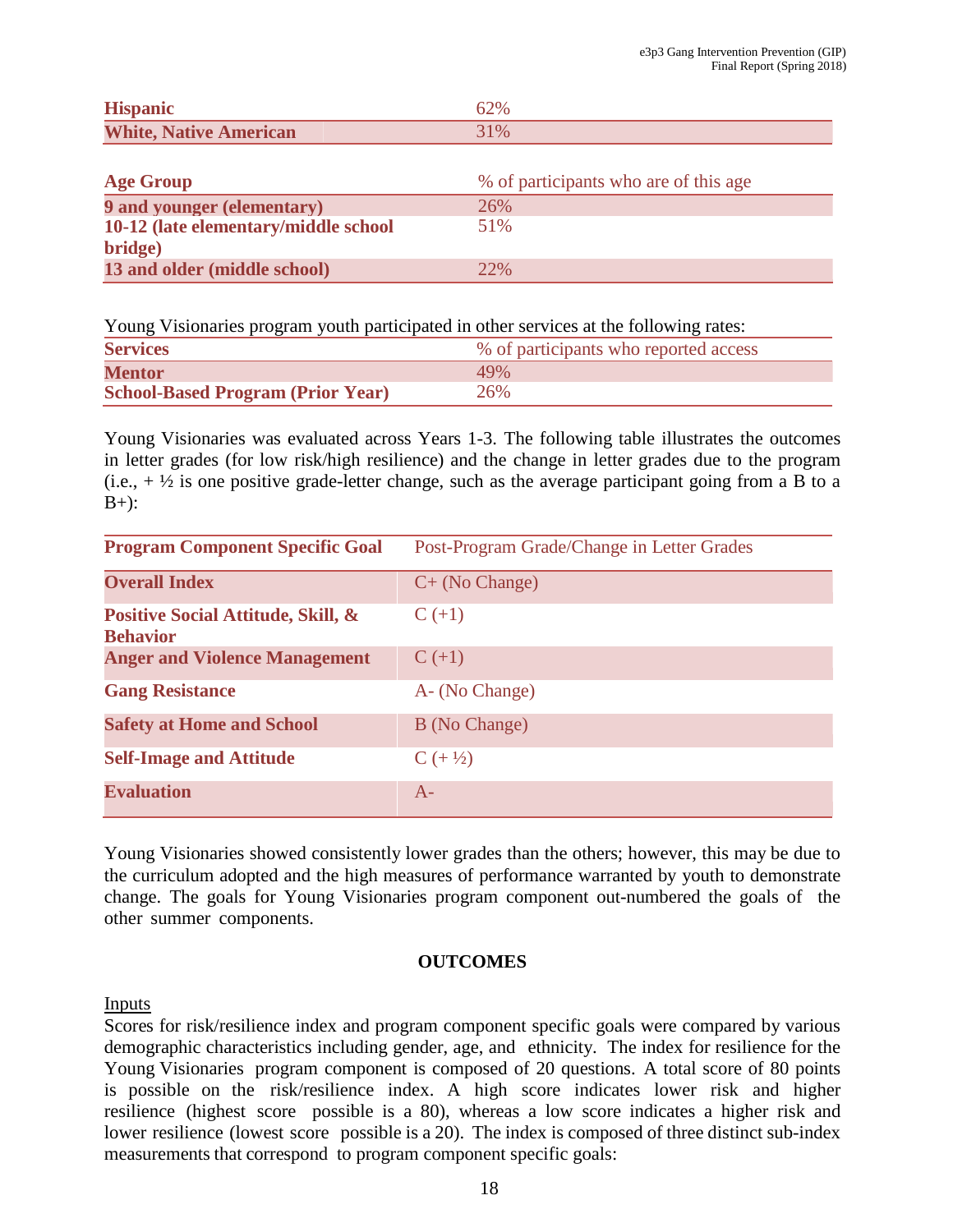| Hispanic | 62% |
|---|---|
| White, Native American | 31% |

| Age Group | % of participants who are of this age |
|---|---|
| 9 and younger (elementary) | 26% |
| 10-12 (late elementary/middle school bridge) | 51% |
| 13 and older (middle school) | 22% |

Young Visionaries program youth participated in other services at the following rates:

| Services | % of participants who reported access |
|---|---|
| Mentor | 49% |
| School-Based Program (Prior Year) | 26% |

Young Visionaries was evaluated across Years 1-3. The following table illustrates the outcomes in letter grades (for low risk/high resilience) and the change in letter grades due to the program (i.e., + ½ is one positive grade-letter change, such as the average participant going from a B to a B+):

| Program Component Specific Goal | Post-Program Grade/Change in Letter Grades |
|---|---|
| Overall Index | C+ (No Change) |
| Positive Social Attitude, Skill, & Behavior | C (+1) |
| Anger and Violence Management | C (+1) |
| Gang Resistance | A- (No Change) |
| Safety at Home and School | B (No Change) |
| Self-Image and Attitude | C (+ ½) |
| Evaluation | A- |

Young Visionaries showed consistently lower grades than the others; however, this may be due to the curriculum adopted and the high measures of performance warranted by youth to demonstrate change. The goals for Young Visionaries program component out-numbered the goals of the other summer components.

## OUTCOMES

Inputs

Scores for risk/resilience index and program component specific goals were compared by various demographic characteristics including gender, age, and ethnicity. The index for resilience for the Young Visionaries program component is composed of 20 questions. A total score of 80 points is possible on the risk/resilience index. A high score indicates lower risk and higher resilience (highest score possible is a 80), whereas a low score indicates a higher risk and lower resilience (lowest score possible is a 20). The index is composed of three distinct sub-index measurements that correspond to program component specific goals: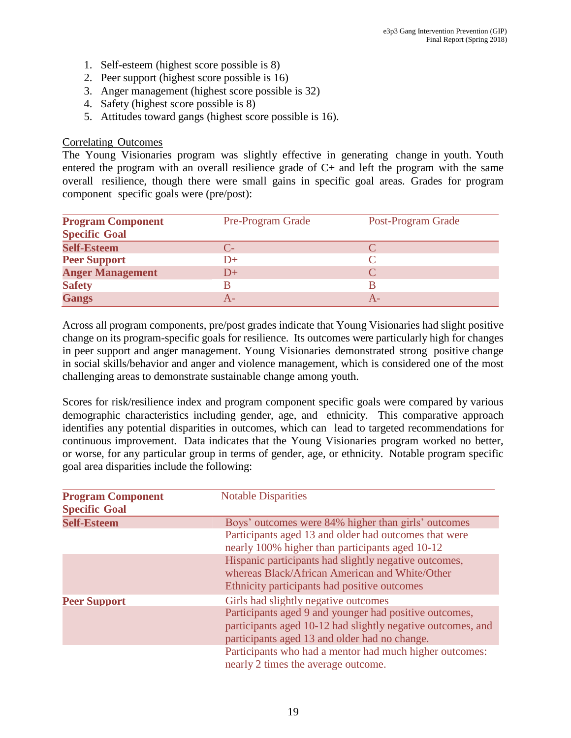1. Self-esteem (highest score possible is 8)
2. Peer support (highest score possible is 16)
3. Anger management (highest score possible is 32)
4. Safety (highest score possible is 8)
5. Attitudes toward gangs (highest score possible is 16).

Correlating Outcomes

The Young Visionaries program was slightly effective in generating change in youth. Youth entered the program with an overall resilience grade of C+ and left the program with the same overall resilience, though there were small gains in specific goal areas. Grades for program component specific goals were (pre/post):

| Program Component Specific Goal | Pre-Program Grade | Post-Program Grade |
|---|---|---|
| **Self-Esteem** | C- | C |
| **Peer Support** | D+ | C |
| **Anger Management** | D+ | C |
| **Safety** | B | B |
| **Gangs** | A- | A- |

Across all program components, pre/post grades indicate that Young Visionaries had slight positive change on its program-specific goals for resilience. Its outcomes were particularly high for changes in peer support and anger management. Young Visionaries demonstrated strong positive change in social skills/behavior and anger and violence management, which is considered one of the most challenging areas to demonstrate sustainable change among youth.

Scores for risk/resilience index and program component specific goals were compared by various demographic characteristics including gender, age, and ethnicity. This comparative approach identifies any potential disparities in outcomes, which can lead to targeted recommendations for continuous improvement. Data indicates that the Young Visionaries program worked no better, or worse, for any particular group in terms of gender, age, or ethnicity. Notable program specific goal area disparities include the following:

| Program Component Specific Goal | Notable Disparities |
|---|---|
| **Self-Esteem** | Boys' outcomes were 84% higher than girls' outcomes |
| | Participants aged 13 and older had outcomes that were nearly 100% higher than participants aged 10-12 |
| | Hispanic participants had slightly negative outcomes, whereas Black/African American and White/Other Ethnicity participants had positive outcomes |
| **Peer Support** | Girls had slightly negative outcomes |
| | Participants aged 9 and younger had positive outcomes, participants aged 10-12 had slightly negative outcomes, and participants aged 13 and older had no change. |
| | Participants who had a mentor had much higher outcomes: nearly 2 times the average outcome. |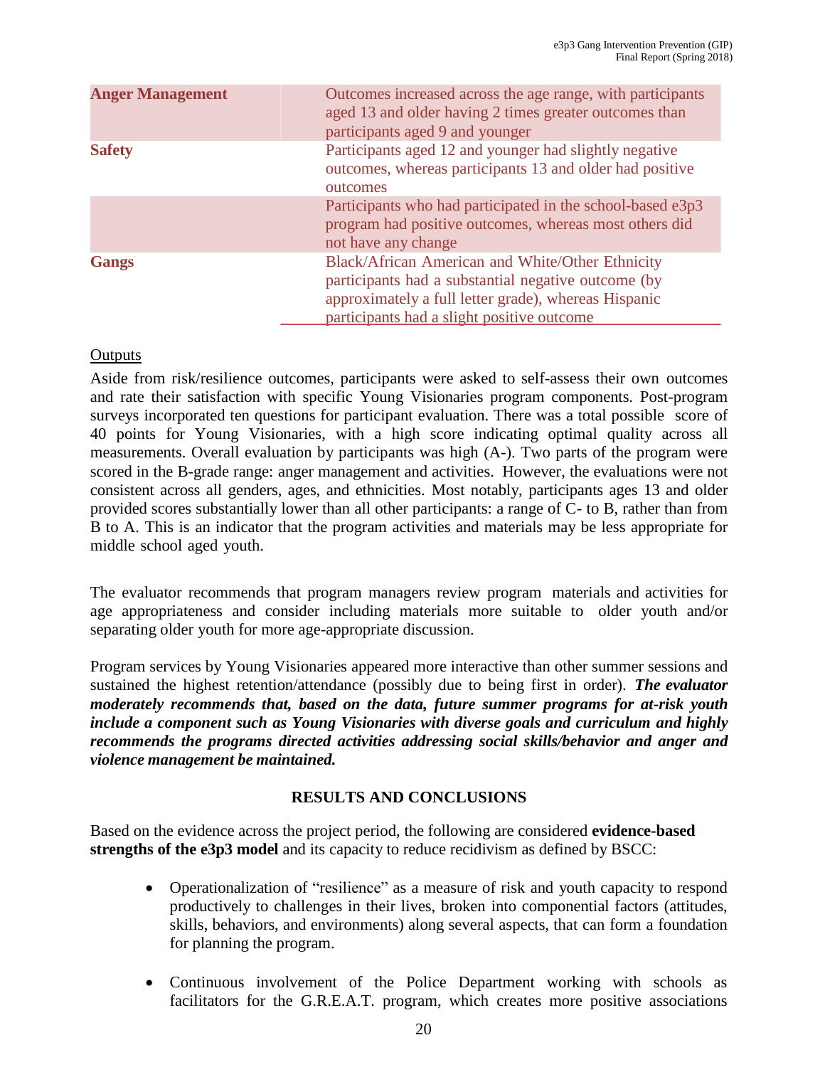| | |
|---|---|
| **Anger Management** | Outcomes increased across the age range, with participants aged 13 and older having 2 times greater outcomes than participants aged 9 and younger |
| **Safety** | Participants aged 12 and younger had slightly negative outcomes, whereas participants 13 and older had positive outcomes |
| | Participants who had participated in the school-based e3p3 program had positive outcomes, whereas most others did not have any change |
| **Gangs** | Black/African American and White/Other Ethnicity participants had a substantial negative outcome (by approximately a full letter grade), whereas Hispanic participants had a slight positive outcome |

Outputs

Aside from risk/resilience outcomes, participants were asked to self-assess their own outcomes and rate their satisfaction with specific Young Visionaries program components. Post-program surveys incorporated ten questions for participant evaluation. There was a total possible score of 40 points for Young Visionaries, with a high score indicating optimal quality across all measurements. Overall evaluation by participants was high (A-). Two parts of the program were scored in the B-grade range: anger management and activities. However, the evaluations were not consistent across all genders, ages, and ethnicities. Most notably, participants ages 13 and older provided scores substantially lower than all other participants: a range of C- to B, rather than from B to A. This is an indicator that the program activities and materials may be less appropriate for middle school aged youth.

The evaluator recommends that program managers review program materials and activities for age appropriateness and consider including materials more suitable to older youth and/or separating older youth for more age-appropriate discussion.

Program services by Young Visionaries appeared more interactive than other summer sessions and sustained the highest retention/attendance (possibly due to being first in order). ***The evaluator moderately recommends that, based on the data, future summer programs for at-risk youth include a component such as Young Visionaries with diverse goals and curriculum and highly recommends the programs directed activities addressing social skills/behavior and anger and violence management be maintained.***

## RESULTS AND CONCLUSIONS

Based on the evidence across the project period, the following are considered **evidence-based strengths of the e3p3 model** and its capacity to reduce recidivism as defined by BSCC:

- Operationalization of "resilience" as a measure of risk and youth capacity to respond productively to challenges in their lives, broken into componential factors (attitudes, skills, behaviors, and environments) along several aspects, that can form a foundation for planning the program.
- Continuous involvement of the Police Department working with schools as facilitators for the G.R.E.A.T. program, which creates more positive associations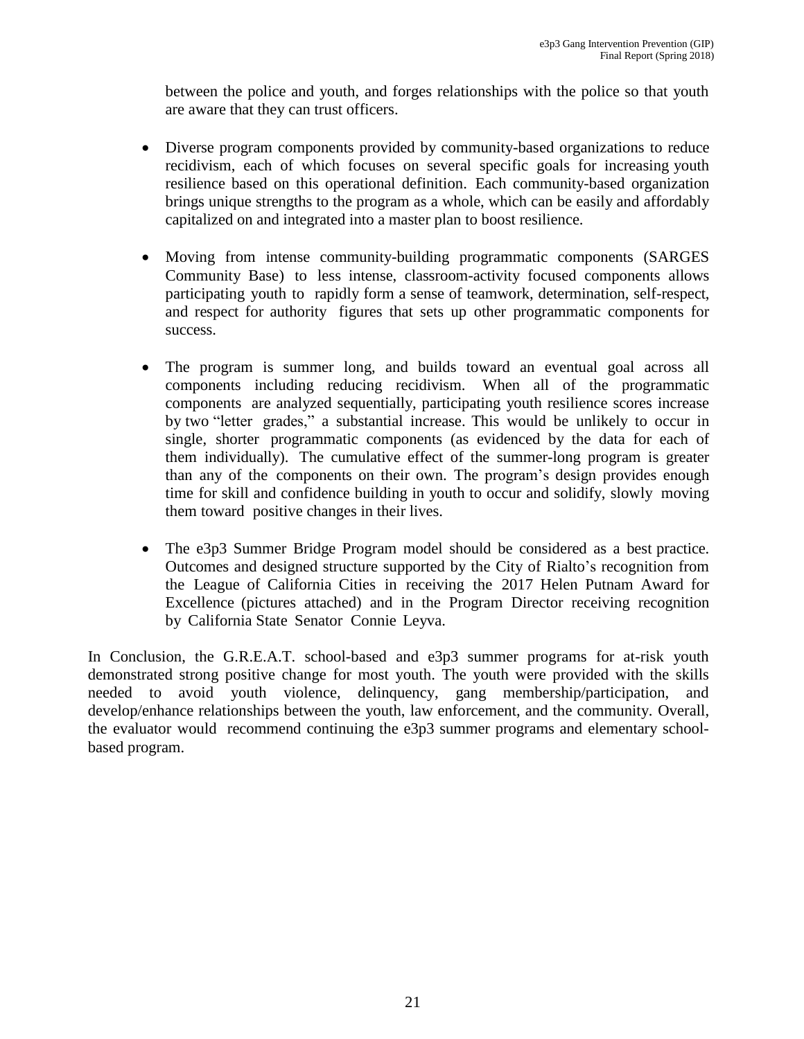between the police and youth, and forges relationships with the police so that youth are aware that they can trust officers.

- Diverse program components provided by community-based organizations to reduce recidivism, each of which focuses on several specific goals for increasing youth resilience based on this operational definition. Each community-based organization brings unique strengths to the program as a whole, which can be easily and affordably capitalized on and integrated into a master plan to boost resilience.

- Moving from intense community-building programmatic components (SARGES Community Base) to less intense, classroom-activity focused components allows participating youth to rapidly form a sense of teamwork, determination, self-respect, and respect for authority figures that sets up other programmatic components for success.

- The program is summer long, and builds toward an eventual goal across all components including reducing recidivism. When all of the programmatic components are analyzed sequentially, participating youth resilience scores increase by two "letter grades," a substantial increase. This would be unlikely to occur in single, shorter programmatic components (as evidenced by the data for each of them individually). The cumulative effect of the summer-long program is greater than any of the components on their own. The program's design provides enough time for skill and confidence building in youth to occur and solidify, slowly moving them toward positive changes in their lives.

- The e3p3 Summer Bridge Program model should be considered as a best practice. Outcomes and designed structure supported by the City of Rialto's recognition from the League of California Cities in receiving the 2017 Helen Putnam Award for Excellence (pictures attached) and in the Program Director receiving recognition by California State Senator Connie Leyva.

In Conclusion, the G.R.E.A.T. school-based and e3p3 summer programs for at-risk youth demonstrated strong positive change for most youth. The youth were provided with the skills needed to avoid youth violence, delinquency, gang membership/participation, and develop/enhance relationships between the youth, law enforcement, and the community. Overall, the evaluator would recommend continuing the e3p3 summer programs and elementary school-based program.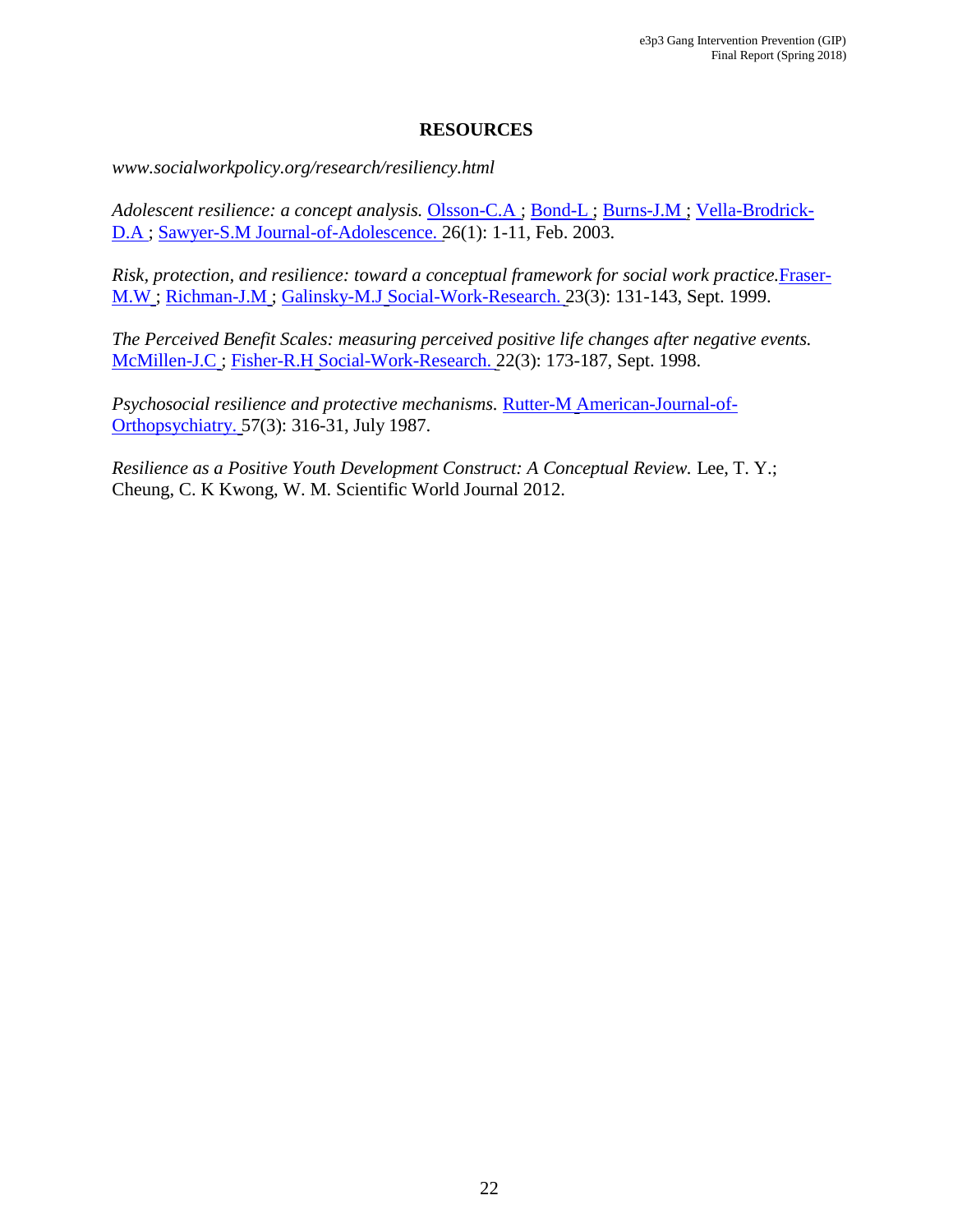# RESOURCES

*www.socialworkpolicy.org/research/resiliency.html*

*Adolescent resilience: a concept analysis.* Olsson-C.A ; Bond-L ; Burns-J.M ; Vella-Brodrick-D.A ; Sawyer-S.M Journal-of-Adolescence. 26(1): 1-11, Feb. 2003.

*Risk, protection, and resilience: toward a conceptual framework for social work practice.* Fraser-M.W ; Richman-J.M ; Galinsky-M.J Social-Work-Research. 23(3): 131-143, Sept. 1999.

*The Perceived Benefit Scales: measuring perceived positive life changes after negative events.* McMillen-J.C ; Fisher-R.H Social-Work-Research. 22(3): 173-187, Sept. 1998.

*Psychosocial resilience and protective mechanisms.* Rutter-M American-Journal-of-Orthopsychiatry. 57(3): 316-31, July 1987.

*Resilience as a Positive Youth Development Construct: A Conceptual Review.* Lee, T. Y.; Cheung, C. K Kwong, W. M. Scientific World Journal 2012.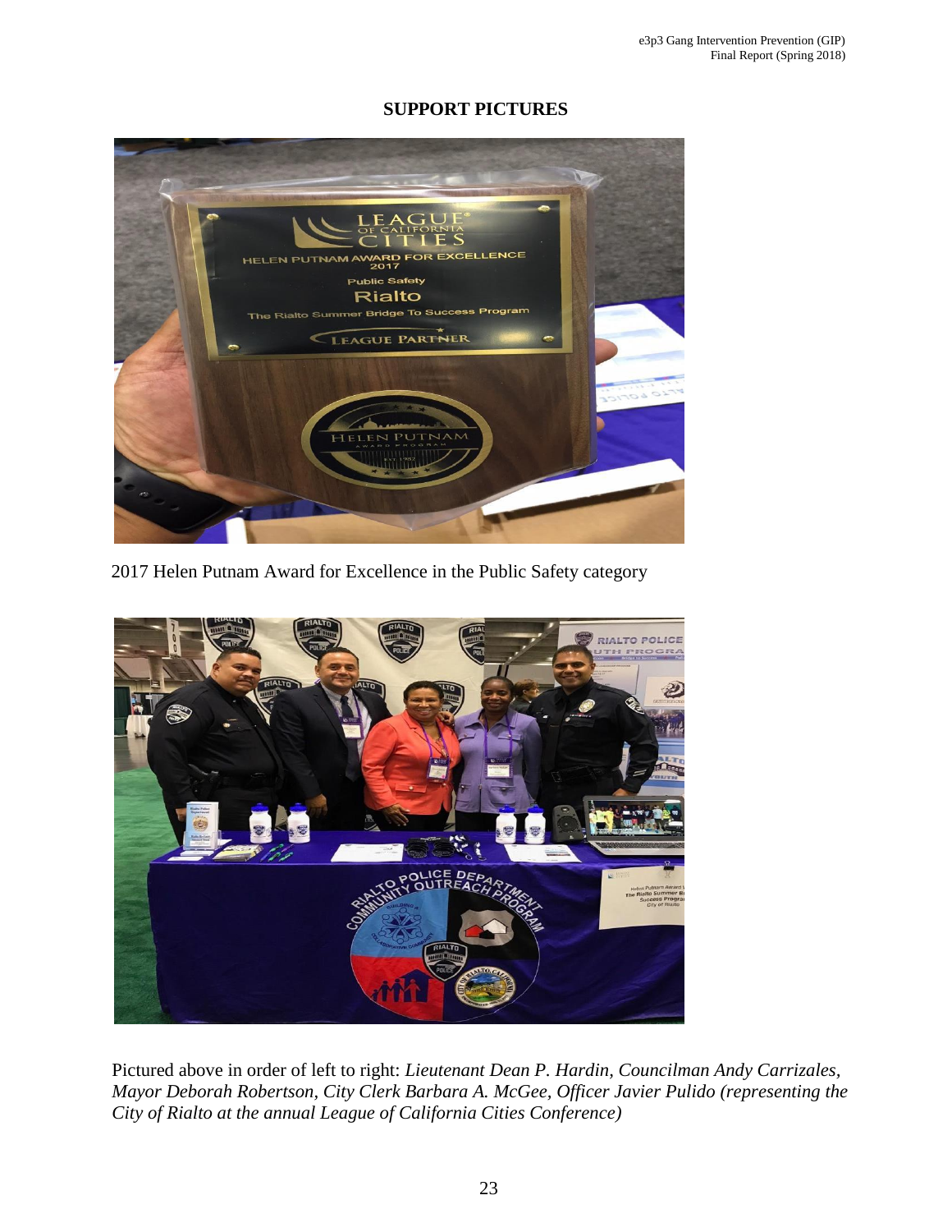## SUPPORT PICTURES

2017 Helen Putnam Award for Excellence in the Public Safety category

Pictured above in order of left to right: *Lieutenant Dean P. Hardin, Councilman Andy Carrizales, Mayor Deborah Robertson, City Clerk Barbara A. McGee, Officer Javier Pulido (representing the City of Rialto at the annual League of California Cities Conference)*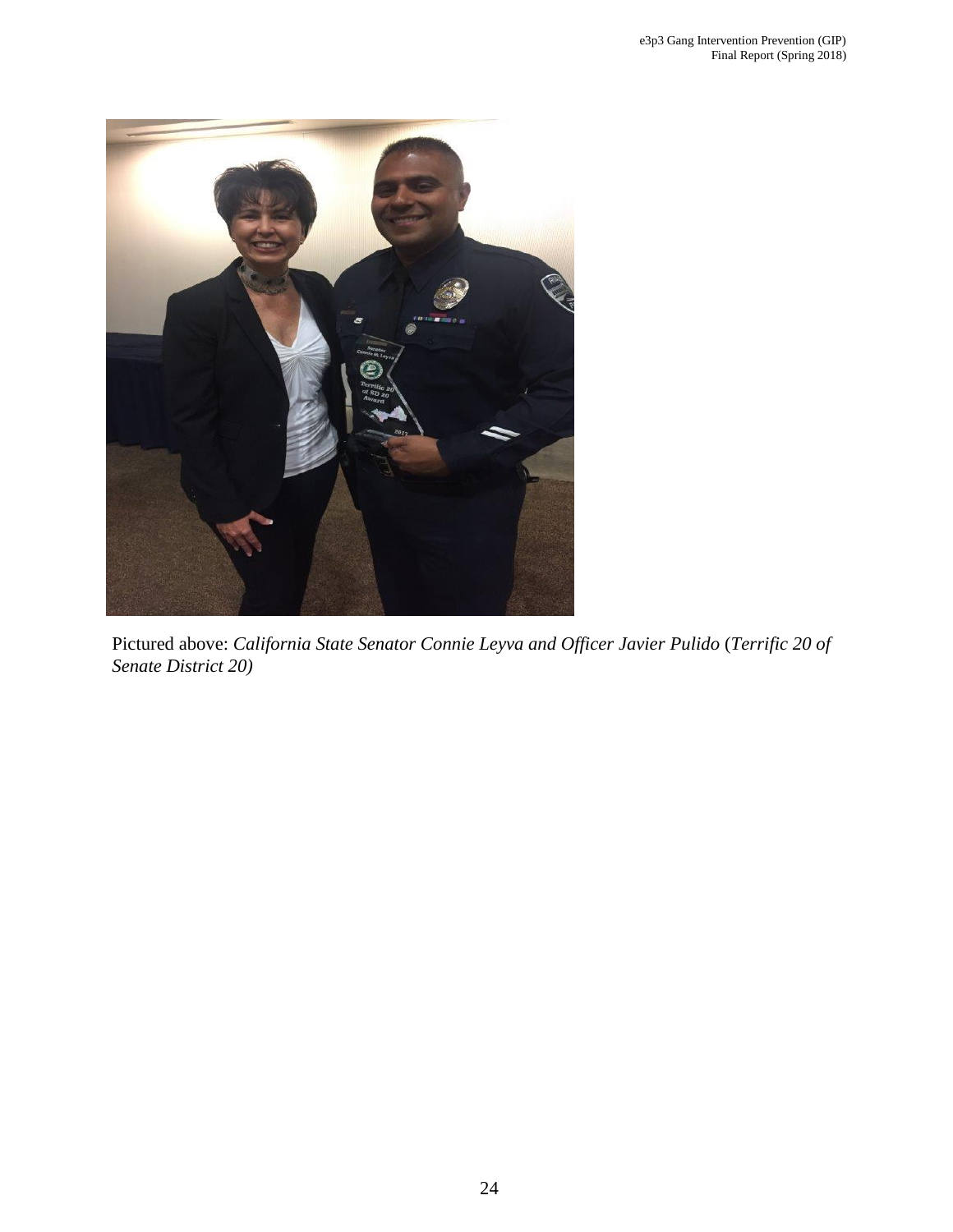Pictured above: *California State Senator Connie Leyva and Officer Javier Pulido* (*Terrific 20 of Senate District 20)*